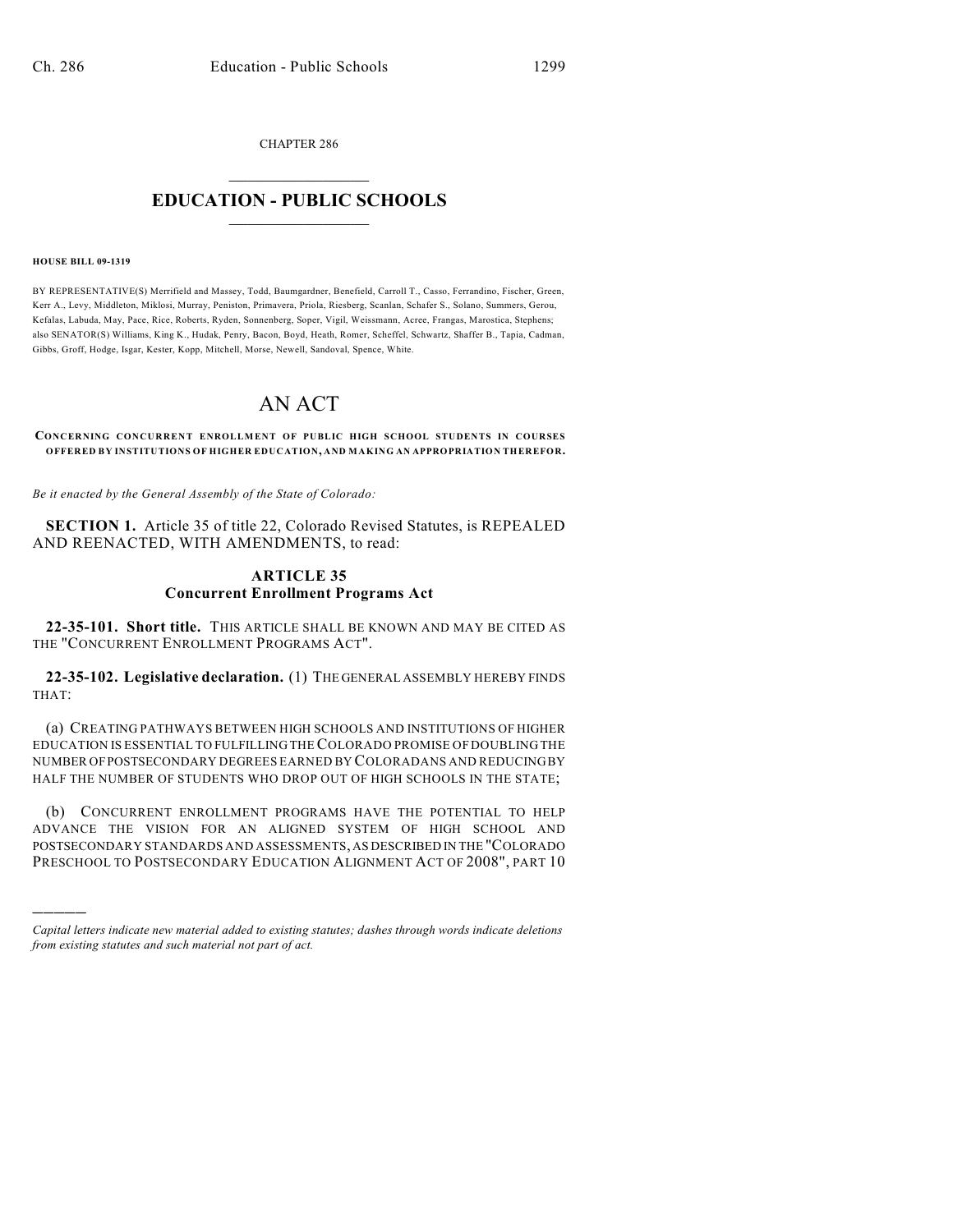CHAPTER 286

# EDUCATION - PUBLIC SCHOOLS

**HOUSE BILL 09-1319**

BY REPRESENTATIVE(S) Merrifield and Massey, Todd, Baumgardner, Benefield, Carroll T., Casso, Ferrandino, Fischer, Green, Kerr A., Levy, Middleton, Miklosi, Murray, Peniston, Primavera, Priola, Riesberg, Scanlan, Schafer S., Solano, Summers, Gerou, Kefalas, Labuda, May, Pace, Rice, Roberts, Ryden, Sonnenberg, Soper, Vigil, Weissmann, Acree, Frangas, Marostica, Stephens; also SENATOR(S) Williams, King K., Hudak, Penry, Bacon, Boyd, Heath, Romer, Scheffel, Schwartz, Shaffer B., Tapia, Cadman, Gibbs, Groff, Hodge, Isgar, Kester, Kopp, Mitchell, Morse, Newell, Sandoval, Spence, White.

# AN ACT

**CONCERNING CONCURRENT ENROLLMENT OF PUBLIC HIGH SCHOOL STUDENTS IN COURSES OFFERED BY INSTITUTIONS OF HIGHER EDUCATION, AND MAKING AN APPROPRIATION THEREFOR.**

*Be it enacted by the General Assembly of the State of Colorado:*

**SECTION 1.** Article 35 of title 22, Colorado Revised Statutes, is REPEALED AND REENACTED, WITH AMENDMENTS, to read:

## ARTICLE 35
## Concurrent Enrollment Programs Act

**22-35-101. Short title.** THIS ARTICLE SHALL BE KNOWN AND MAY BE CITED AS THE "CONCURRENT ENROLLMENT PROGRAMS ACT".

**22-35-102. Legislative declaration.** (1) THE GENERAL ASSEMBLY HEREBY FINDS THAT:

(a) CREATING PATHWAYS BETWEEN HIGH SCHOOLS AND INSTITUTIONS OF HIGHER EDUCATION IS ESSENTIAL TO FULFILLING THE COLORADO PROMISE OF DOUBLING THE NUMBER OF POSTSECONDARY DEGREES EARNED BY COLORADANS AND REDUCING BY HALF THE NUMBER OF STUDENTS WHO DROP OUT OF HIGH SCHOOLS IN THE STATE;

(b) CONCURRENT ENROLLMENT PROGRAMS HAVE THE POTENTIAL TO HELP ADVANCE THE VISION FOR AN ALIGNED SYSTEM OF HIGH SCHOOL AND POSTSECONDARY STANDARDS AND ASSESSMENTS, AS DESCRIBED IN THE "COLORADO PRESCHOOL TO POSTSECONDARY EDUCATION ALIGNMENT ACT OF 2008", PART 10

———

*Capital letters indicate new material added to existing statutes; dashes through words indicate deletions from existing statutes and such material not part of act.*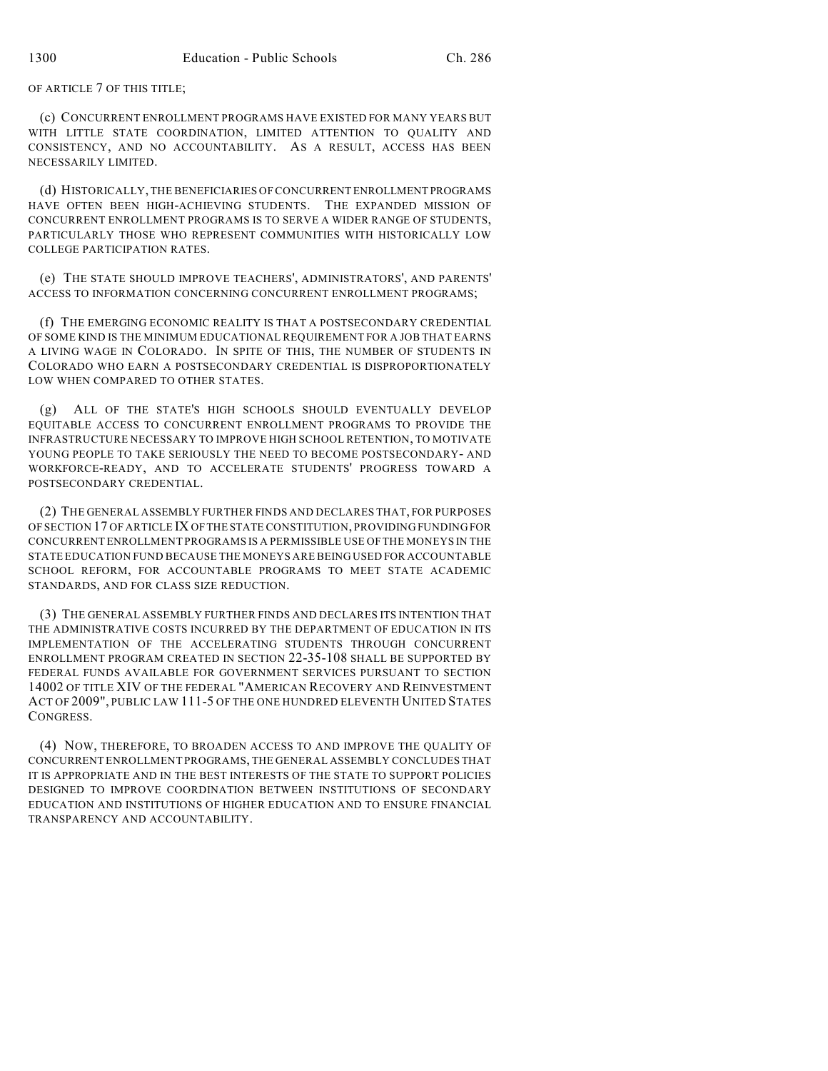OF ARTICLE 7 OF THIS TITLE;

(c) CONCURRENT ENROLLMENT PROGRAMS HAVE EXISTED FOR MANY YEARS BUT WITH LITTLE STATE COORDINATION, LIMITED ATTENTION TO QUALITY AND CONSISTENCY, AND NO ACCOUNTABILITY. AS A RESULT, ACCESS HAS BEEN NECESSARILY LIMITED.

(d) HISTORICALLY, THE BENEFICIARIES OF CONCURRENT ENROLLMENT PROGRAMS HAVE OFTEN BEEN HIGH-ACHIEVING STUDENTS. THE EXPANDED MISSION OF CONCURRENT ENROLLMENT PROGRAMS IS TO SERVE A WIDER RANGE OF STUDENTS, PARTICULARLY THOSE WHO REPRESENT COMMUNITIES WITH HISTORICALLY LOW COLLEGE PARTICIPATION RATES.

(e) THE STATE SHOULD IMPROVE TEACHERS', ADMINISTRATORS', AND PARENTS' ACCESS TO INFORMATION CONCERNING CONCURRENT ENROLLMENT PROGRAMS;

(f) THE EMERGING ECONOMIC REALITY IS THAT A POSTSECONDARY CREDENTIAL OF SOME KIND IS THE MINIMUM EDUCATIONAL REQUIREMENT FOR A JOB THAT EARNS A LIVING WAGE IN COLORADO. IN SPITE OF THIS, THE NUMBER OF STUDENTS IN COLORADO WHO EARN A POSTSECONDARY CREDENTIAL IS DISPROPORTIONATELY LOW WHEN COMPARED TO OTHER STATES.

(g) ALL OF THE STATE'S HIGH SCHOOLS SHOULD EVENTUALLY DEVELOP EQUITABLE ACCESS TO CONCURRENT ENROLLMENT PROGRAMS TO PROVIDE THE INFRASTRUCTURE NECESSARY TO IMPROVE HIGH SCHOOL RETENTION, TO MOTIVATE YOUNG PEOPLE TO TAKE SERIOUSLY THE NEED TO BECOME POSTSECONDARY- AND WORKFORCE-READY, AND TO ACCELERATE STUDENTS' PROGRESS TOWARD A POSTSECONDARY CREDENTIAL.

(2) THE GENERAL ASSEMBLY FURTHER FINDS AND DECLARES THAT, FOR PURPOSES OF SECTION 17 OF ARTICLE IX OF THE STATE CONSTITUTION, PROVIDING FUNDING FOR CONCURRENT ENROLLMENT PROGRAMS IS A PERMISSIBLE USE OF THE MONEYS IN THE STATE EDUCATION FUND BECAUSE THE MONEYS ARE BEING USED FOR ACCOUNTABLE SCHOOL REFORM, FOR ACCOUNTABLE PROGRAMS TO MEET STATE ACADEMIC STANDARDS, AND FOR CLASS SIZE REDUCTION.

(3) THE GENERAL ASSEMBLY FURTHER FINDS AND DECLARES ITS INTENTION THAT THE ADMINISTRATIVE COSTS INCURRED BY THE DEPARTMENT OF EDUCATION IN ITS IMPLEMENTATION OF THE ACCELERATING STUDENTS THROUGH CONCURRENT ENROLLMENT PROGRAM CREATED IN SECTION 22-35-108 SHALL BE SUPPORTED BY FEDERAL FUNDS AVAILABLE FOR GOVERNMENT SERVICES PURSUANT TO SECTION 14002 OF TITLE XIV OF THE FEDERAL "AMERICAN RECOVERY AND REINVESTMENT ACT OF 2009", PUBLIC LAW 111-5 OF THE ONE HUNDRED ELEVENTH UNITED STATES CONGRESS.

(4) NOW, THEREFORE, TO BROADEN ACCESS TO AND IMPROVE THE QUALITY OF CONCURRENT ENROLLMENT PROGRAMS, THE GENERAL ASSEMBLY CONCLUDES THAT IT IS APPROPRIATE AND IN THE BEST INTERESTS OF THE STATE TO SUPPORT POLICIES DESIGNED TO IMPROVE COORDINATION BETWEEN INSTITUTIONS OF SECONDARY EDUCATION AND INSTITUTIONS OF HIGHER EDUCATION AND TO ENSURE FINANCIAL TRANSPARENCY AND ACCOUNTABILITY.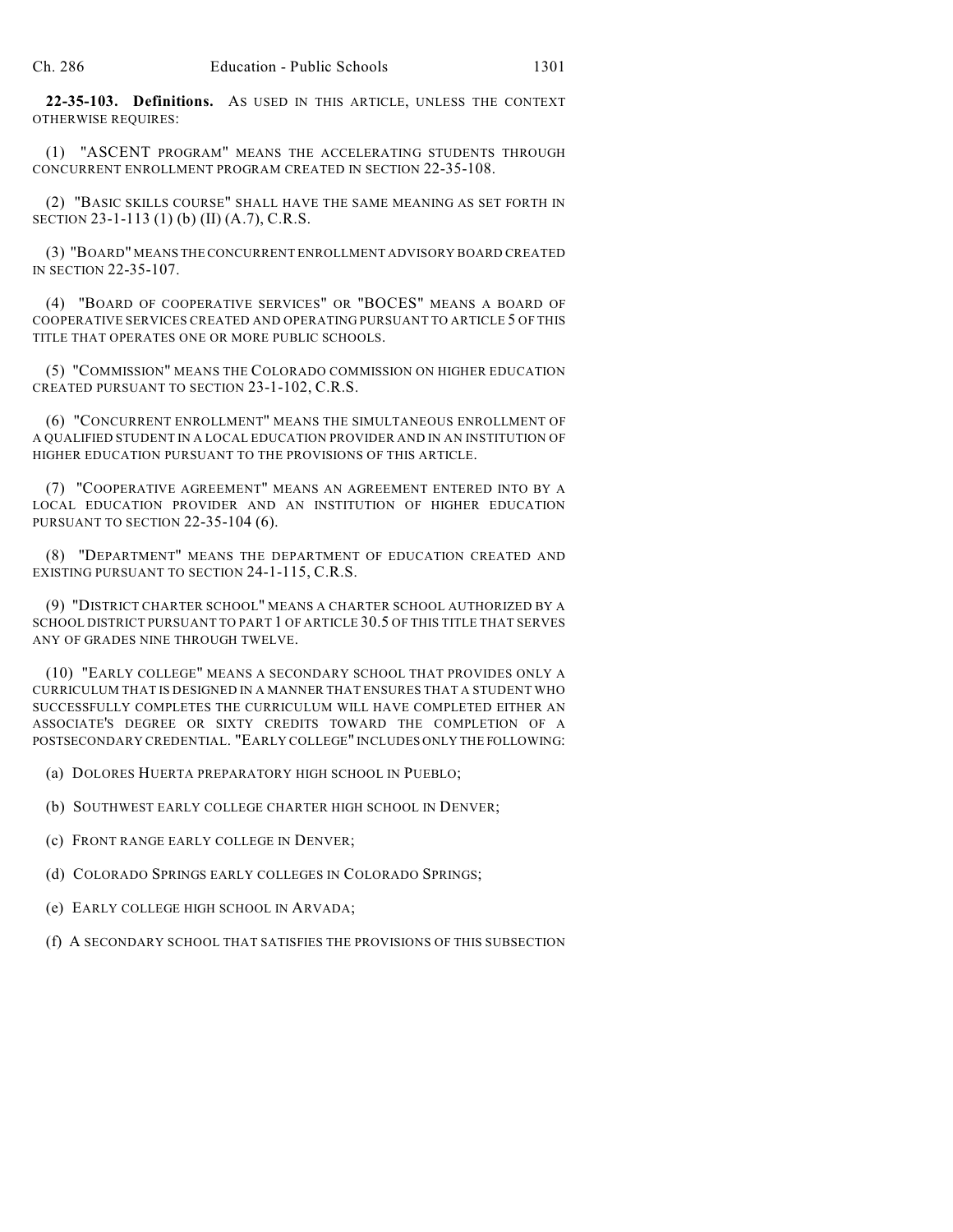**22-35-103. Definitions.** AS USED IN THIS ARTICLE, UNLESS THE CONTEXT OTHERWISE REQUIRES:

(1) "ASCENT PROGRAM" MEANS THE ACCELERATING STUDENTS THROUGH CONCURRENT ENROLLMENT PROGRAM CREATED IN SECTION 22-35-108.

(2) "BASIC SKILLS COURSE" SHALL HAVE THE SAME MEANING AS SET FORTH IN SECTION 23-1-113 (1) (b) (II) (A.7), C.R.S.

(3) "BOARD" MEANS THE CONCURRENT ENROLLMENT ADVISORY BOARD CREATED IN SECTION 22-35-107.

(4) "BOARD OF COOPERATIVE SERVICES" OR "BOCES" MEANS A BOARD OF COOPERATIVE SERVICES CREATED AND OPERATING PURSUANT TO ARTICLE 5 OF THIS TITLE THAT OPERATES ONE OR MORE PUBLIC SCHOOLS.

(5) "COMMISSION" MEANS THE COLORADO COMMISSION ON HIGHER EDUCATION CREATED PURSUANT TO SECTION 23-1-102, C.R.S.

(6) "CONCURRENT ENROLLMENT" MEANS THE SIMULTANEOUS ENROLLMENT OF A QUALIFIED STUDENT IN A LOCAL EDUCATION PROVIDER AND IN AN INSTITUTION OF HIGHER EDUCATION PURSUANT TO THE PROVISIONS OF THIS ARTICLE.

(7) "COOPERATIVE AGREEMENT" MEANS AN AGREEMENT ENTERED INTO BY A LOCAL EDUCATION PROVIDER AND AN INSTITUTION OF HIGHER EDUCATION PURSUANT TO SECTION 22-35-104 (6).

(8) "DEPARTMENT" MEANS THE DEPARTMENT OF EDUCATION CREATED AND EXISTING PURSUANT TO SECTION 24-1-115, C.R.S.

(9) "DISTRICT CHARTER SCHOOL" MEANS A CHARTER SCHOOL AUTHORIZED BY A SCHOOL DISTRICT PURSUANT TO PART 1 OF ARTICLE 30.5 OF THIS TITLE THAT SERVES ANY OF GRADES NINE THROUGH TWELVE.

(10) "EARLY COLLEGE" MEANS A SECONDARY SCHOOL THAT PROVIDES ONLY A CURRICULUM THAT IS DESIGNED IN A MANNER THAT ENSURES THAT A STUDENT WHO SUCCESSFULLY COMPLETES THE CURRICULUM WILL HAVE COMPLETED EITHER AN ASSOCIATE'S DEGREE OR SIXTY CREDITS TOWARD THE COMPLETION OF A POSTSECONDARY CREDENTIAL. "EARLY COLLEGE" INCLUDES ONLY THE FOLLOWING:

(a) DOLORES HUERTA PREPARATORY HIGH SCHOOL IN PUEBLO;

(b) SOUTHWEST EARLY COLLEGE CHARTER HIGH SCHOOL IN DENVER;

(c) FRONT RANGE EARLY COLLEGE IN DENVER;

(d) COLORADO SPRINGS EARLY COLLEGES IN COLORADO SPRINGS;

(e) EARLY COLLEGE HIGH SCHOOL IN ARVADA;

(f) A SECONDARY SCHOOL THAT SATISFIES THE PROVISIONS OF THIS SUBSECTION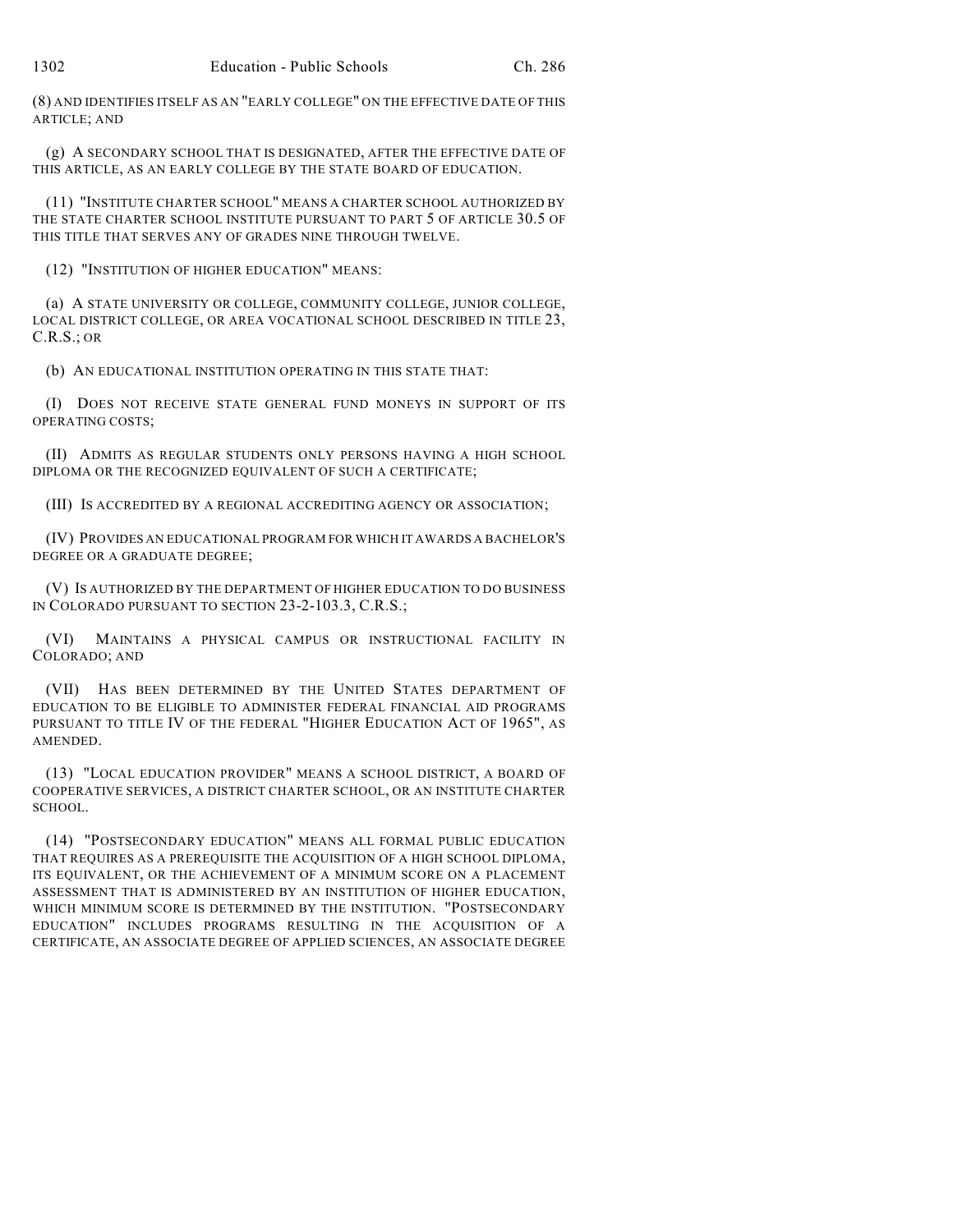(8) AND IDENTIFIES ITSELF AS AN "EARLY COLLEGE" ON THE EFFECTIVE DATE OF THIS ARTICLE; AND

(g) A SECONDARY SCHOOL THAT IS DESIGNATED, AFTER THE EFFECTIVE DATE OF THIS ARTICLE, AS AN EARLY COLLEGE BY THE STATE BOARD OF EDUCATION.

(11) "INSTITUTE CHARTER SCHOOL" MEANS A CHARTER SCHOOL AUTHORIZED BY THE STATE CHARTER SCHOOL INSTITUTE PURSUANT TO PART 5 OF ARTICLE 30.5 OF THIS TITLE THAT SERVES ANY OF GRADES NINE THROUGH TWELVE.

(12) "INSTITUTION OF HIGHER EDUCATION" MEANS:

(a) A STATE UNIVERSITY OR COLLEGE, COMMUNITY COLLEGE, JUNIOR COLLEGE, LOCAL DISTRICT COLLEGE, OR AREA VOCATIONAL SCHOOL DESCRIBED IN TITLE 23, C.R.S.; OR

(b) AN EDUCATIONAL INSTITUTION OPERATING IN THIS STATE THAT:

(I) DOES NOT RECEIVE STATE GENERAL FUND MONEYS IN SUPPORT OF ITS OPERATING COSTS;

(II) ADMITS AS REGULAR STUDENTS ONLY PERSONS HAVING A HIGH SCHOOL DIPLOMA OR THE RECOGNIZED EQUIVALENT OF SUCH A CERTIFICATE;

(III) IS ACCREDITED BY A REGIONAL ACCREDITING AGENCY OR ASSOCIATION;

(IV) PROVIDES AN EDUCATIONAL PROGRAM FOR WHICH IT AWARDS A BACHELOR'S DEGREE OR A GRADUATE DEGREE;

(V) IS AUTHORIZED BY THE DEPARTMENT OF HIGHER EDUCATION TO DO BUSINESS IN COLORADO PURSUANT TO SECTION 23-2-103.3, C.R.S.;

(VI) MAINTAINS A PHYSICAL CAMPUS OR INSTRUCTIONAL FACILITY IN COLORADO; AND

(VII) HAS BEEN DETERMINED BY THE UNITED STATES DEPARTMENT OF EDUCATION TO BE ELIGIBLE TO ADMINISTER FEDERAL FINANCIAL AID PROGRAMS PURSUANT TO TITLE IV OF THE FEDERAL "HIGHER EDUCATION ACT OF 1965", AS AMENDED.

(13) "LOCAL EDUCATION PROVIDER" MEANS A SCHOOL DISTRICT, A BOARD OF COOPERATIVE SERVICES, A DISTRICT CHARTER SCHOOL, OR AN INSTITUTE CHARTER SCHOOL.

(14) "POSTSECONDARY EDUCATION" MEANS ALL FORMAL PUBLIC EDUCATION THAT REQUIRES AS A PREREQUISITE THE ACQUISITION OF A HIGH SCHOOL DIPLOMA, ITS EQUIVALENT, OR THE ACHIEVEMENT OF A MINIMUM SCORE ON A PLACEMENT ASSESSMENT THAT IS ADMINISTERED BY AN INSTITUTION OF HIGHER EDUCATION, WHICH MINIMUM SCORE IS DETERMINED BY THE INSTITUTION. "POSTSECONDARY EDUCATION" INCLUDES PROGRAMS RESULTING IN THE ACQUISITION OF A CERTIFICATE, AN ASSOCIATE DEGREE OF APPLIED SCIENCES, AN ASSOCIATE DEGREE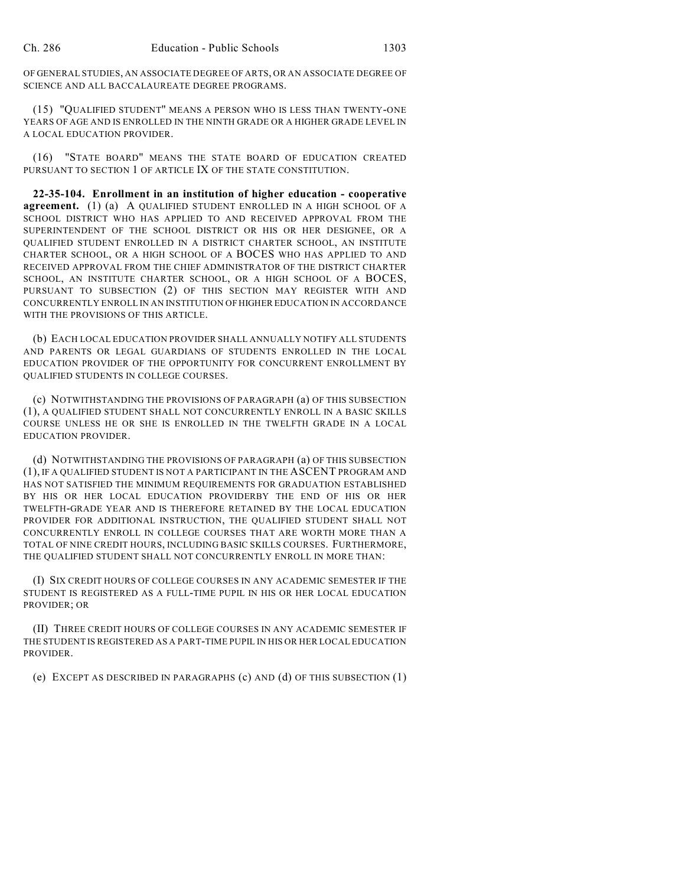OF GENERAL STUDIES, AN ASSOCIATE DEGREE OF ARTS, OR AN ASSOCIATE DEGREE OF SCIENCE AND ALL BACCALAUREATE DEGREE PROGRAMS.

(15) "QUALIFIED STUDENT" MEANS A PERSON WHO IS LESS THAN TWENTY-ONE YEARS OF AGE AND IS ENROLLED IN THE NINTH GRADE OR A HIGHER GRADE LEVEL IN A LOCAL EDUCATION PROVIDER.

(16) "STATE BOARD" MEANS THE STATE BOARD OF EDUCATION CREATED PURSUANT TO SECTION 1 OF ARTICLE IX OF THE STATE CONSTITUTION.

**22-35-104. Enrollment in an institution of higher education - cooperative agreement.** (1) (a) A QUALIFIED STUDENT ENROLLED IN A HIGH SCHOOL OF A SCHOOL DISTRICT WHO HAS APPLIED TO AND RECEIVED APPROVAL FROM THE SUPERINTENDENT OF THE SCHOOL DISTRICT OR HIS OR HER DESIGNEE, OR A QUALIFIED STUDENT ENROLLED IN A DISTRICT CHARTER SCHOOL, AN INSTITUTE CHARTER SCHOOL, OR A HIGH SCHOOL OF A BOCES WHO HAS APPLIED TO AND RECEIVED APPROVAL FROM THE CHIEF ADMINISTRATOR OF THE DISTRICT CHARTER SCHOOL, AN INSTITUTE CHARTER SCHOOL, OR A HIGH SCHOOL OF A BOCES, PURSUANT TO SUBSECTION (2) OF THIS SECTION MAY REGISTER WITH AND CONCURRENTLY ENROLL IN AN INSTITUTION OF HIGHER EDUCATION IN ACCORDANCE WITH THE PROVISIONS OF THIS ARTICLE.

(b) EACH LOCAL EDUCATION PROVIDER SHALL ANNUALLY NOTIFY ALL STUDENTS AND PARENTS OR LEGAL GUARDIANS OF STUDENTS ENROLLED IN THE LOCAL EDUCATION PROVIDER OF THE OPPORTUNITY FOR CONCURRENT ENROLLMENT BY QUALIFIED STUDENTS IN COLLEGE COURSES.

(c) NOTWITHSTANDING THE PROVISIONS OF PARAGRAPH (a) OF THIS SUBSECTION (1), A QUALIFIED STUDENT SHALL NOT CONCURRENTLY ENROLL IN A BASIC SKILLS COURSE UNLESS HE OR SHE IS ENROLLED IN THE TWELFTH GRADE IN A LOCAL EDUCATION PROVIDER.

(d) NOTWITHSTANDING THE PROVISIONS OF PARAGRAPH (a) OF THIS SUBSECTION (1), IF A QUALIFIED STUDENT IS NOT A PARTICIPANT IN THE ASCENT PROGRAM AND HAS NOT SATISFIED THE MINIMUM REQUIREMENTS FOR GRADUATION ESTABLISHED BY HIS OR HER LOCAL EDUCATION PROVIDERBY THE END OF HIS OR HER TWELFTH-GRADE YEAR AND IS THEREFORE RETAINED BY THE LOCAL EDUCATION PROVIDER FOR ADDITIONAL INSTRUCTION, THE QUALIFIED STUDENT SHALL NOT CONCURRENTLY ENROLL IN COLLEGE COURSES THAT ARE WORTH MORE THAN A TOTAL OF NINE CREDIT HOURS, INCLUDING BASIC SKILLS COURSES. FURTHERMORE, THE QUALIFIED STUDENT SHALL NOT CONCURRENTLY ENROLL IN MORE THAN:

(I) SIX CREDIT HOURS OF COLLEGE COURSES IN ANY ACADEMIC SEMESTER IF THE STUDENT IS REGISTERED AS A FULL-TIME PUPIL IN HIS OR HER LOCAL EDUCATION PROVIDER; OR

(II) THREE CREDIT HOURS OF COLLEGE COURSES IN ANY ACADEMIC SEMESTER IF THE STUDENT IS REGISTERED AS A PART-TIME PUPIL IN HIS OR HER LOCAL EDUCATION PROVIDER.

(e) EXCEPT AS DESCRIBED IN PARAGRAPHS (c) AND (d) OF THIS SUBSECTION (1)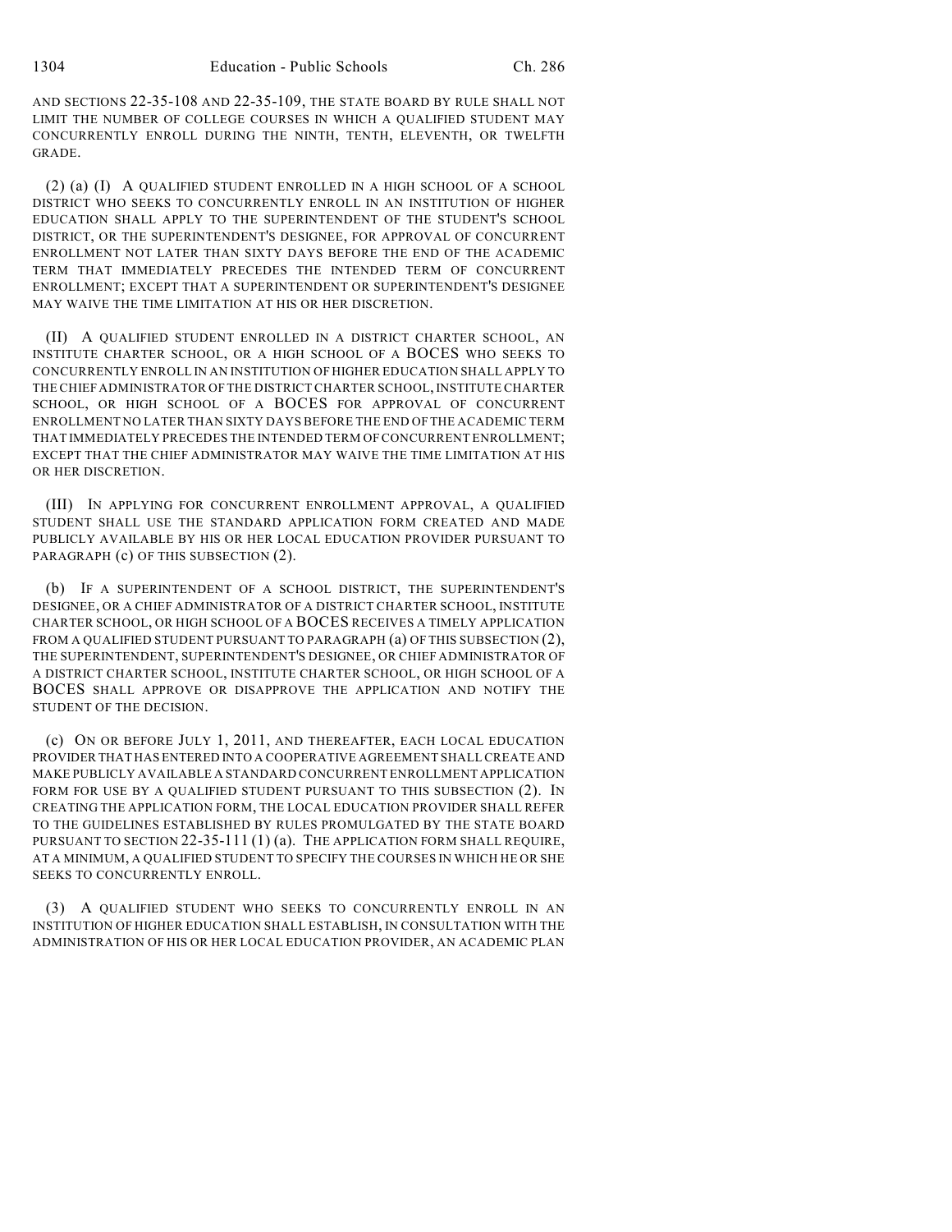AND SECTIONS 22-35-108 AND 22-35-109, THE STATE BOARD BY RULE SHALL NOT LIMIT THE NUMBER OF COLLEGE COURSES IN WHICH A QUALIFIED STUDENT MAY CONCURRENTLY ENROLL DURING THE NINTH, TENTH, ELEVENTH, OR TWELFTH GRADE.

(2) (a) (I) A QUALIFIED STUDENT ENROLLED IN A HIGH SCHOOL OF A SCHOOL DISTRICT WHO SEEKS TO CONCURRENTLY ENROLL IN AN INSTITUTION OF HIGHER EDUCATION SHALL APPLY TO THE SUPERINTENDENT OF THE STUDENT'S SCHOOL DISTRICT, OR THE SUPERINTENDENT'S DESIGNEE, FOR APPROVAL OF CONCURRENT ENROLLMENT NOT LATER THAN SIXTY DAYS BEFORE THE END OF THE ACADEMIC TERM THAT IMMEDIATELY PRECEDES THE INTENDED TERM OF CONCURRENT ENROLLMENT; EXCEPT THAT A SUPERINTENDENT OR SUPERINTENDENT'S DESIGNEE MAY WAIVE THE TIME LIMITATION AT HIS OR HER DISCRETION.

(II) A QUALIFIED STUDENT ENROLLED IN A DISTRICT CHARTER SCHOOL, AN INSTITUTE CHARTER SCHOOL, OR A HIGH SCHOOL OF A BOCES WHO SEEKS TO CONCURRENTLY ENROLL IN AN INSTITUTION OF HIGHER EDUCATION SHALL APPLY TO THE CHIEF ADMINISTRATOR OF THE DISTRICT CHARTER SCHOOL, INSTITUTE CHARTER SCHOOL, OR HIGH SCHOOL OF A BOCES FOR APPROVAL OF CONCURRENT ENROLLMENT NO LATER THAN SIXTY DAYS BEFORE THE END OF THE ACADEMIC TERM THAT IMMEDIATELY PRECEDES THE INTENDED TERM OF CONCURRENT ENROLLMENT; EXCEPT THAT THE CHIEF ADMINISTRATOR MAY WAIVE THE TIME LIMITATION AT HIS OR HER DISCRETION.

(III) IN APPLYING FOR CONCURRENT ENROLLMENT APPROVAL, A QUALIFIED STUDENT SHALL USE THE STANDARD APPLICATION FORM CREATED AND MADE PUBLICLY AVAILABLE BY HIS OR HER LOCAL EDUCATION PROVIDER PURSUANT TO PARAGRAPH (c) OF THIS SUBSECTION (2).

(b) IF A SUPERINTENDENT OF A SCHOOL DISTRICT, THE SUPERINTENDENT'S DESIGNEE, OR A CHIEF ADMINISTRATOR OF A DISTRICT CHARTER SCHOOL, INSTITUTE CHARTER SCHOOL, OR HIGH SCHOOL OF A BOCES RECEIVES A TIMELY APPLICATION FROM A QUALIFIED STUDENT PURSUANT TO PARAGRAPH (a) OF THIS SUBSECTION (2), THE SUPERINTENDENT, SUPERINTENDENT'S DESIGNEE, OR CHIEF ADMINISTRATOR OF A DISTRICT CHARTER SCHOOL, INSTITUTE CHARTER SCHOOL, OR HIGH SCHOOL OF A BOCES SHALL APPROVE OR DISAPPROVE THE APPLICATION AND NOTIFY THE STUDENT OF THE DECISION.

(c) ON OR BEFORE JULY 1, 2011, AND THEREAFTER, EACH LOCAL EDUCATION PROVIDER THAT HAS ENTERED INTO A COOPERATIVE AGREEMENT SHALL CREATE AND MAKE PUBLICLY AVAILABLE A STANDARD CONCURRENT ENROLLMENT APPLICATION FORM FOR USE BY A QUALIFIED STUDENT PURSUANT TO THIS SUBSECTION (2). IN CREATING THE APPLICATION FORM, THE LOCAL EDUCATION PROVIDER SHALL REFER TO THE GUIDELINES ESTABLISHED BY RULES PROMULGATED BY THE STATE BOARD PURSUANT TO SECTION 22-35-111 (1) (a). THE APPLICATION FORM SHALL REQUIRE, AT A MINIMUM, A QUALIFIED STUDENT TO SPECIFY THE COURSES IN WHICH HE OR SHE SEEKS TO CONCURRENTLY ENROLL.

(3) A QUALIFIED STUDENT WHO SEEKS TO CONCURRENTLY ENROLL IN AN INSTITUTION OF HIGHER EDUCATION SHALL ESTABLISH, IN CONSULTATION WITH THE ADMINISTRATION OF HIS OR HER LOCAL EDUCATION PROVIDER, AN ACADEMIC PLAN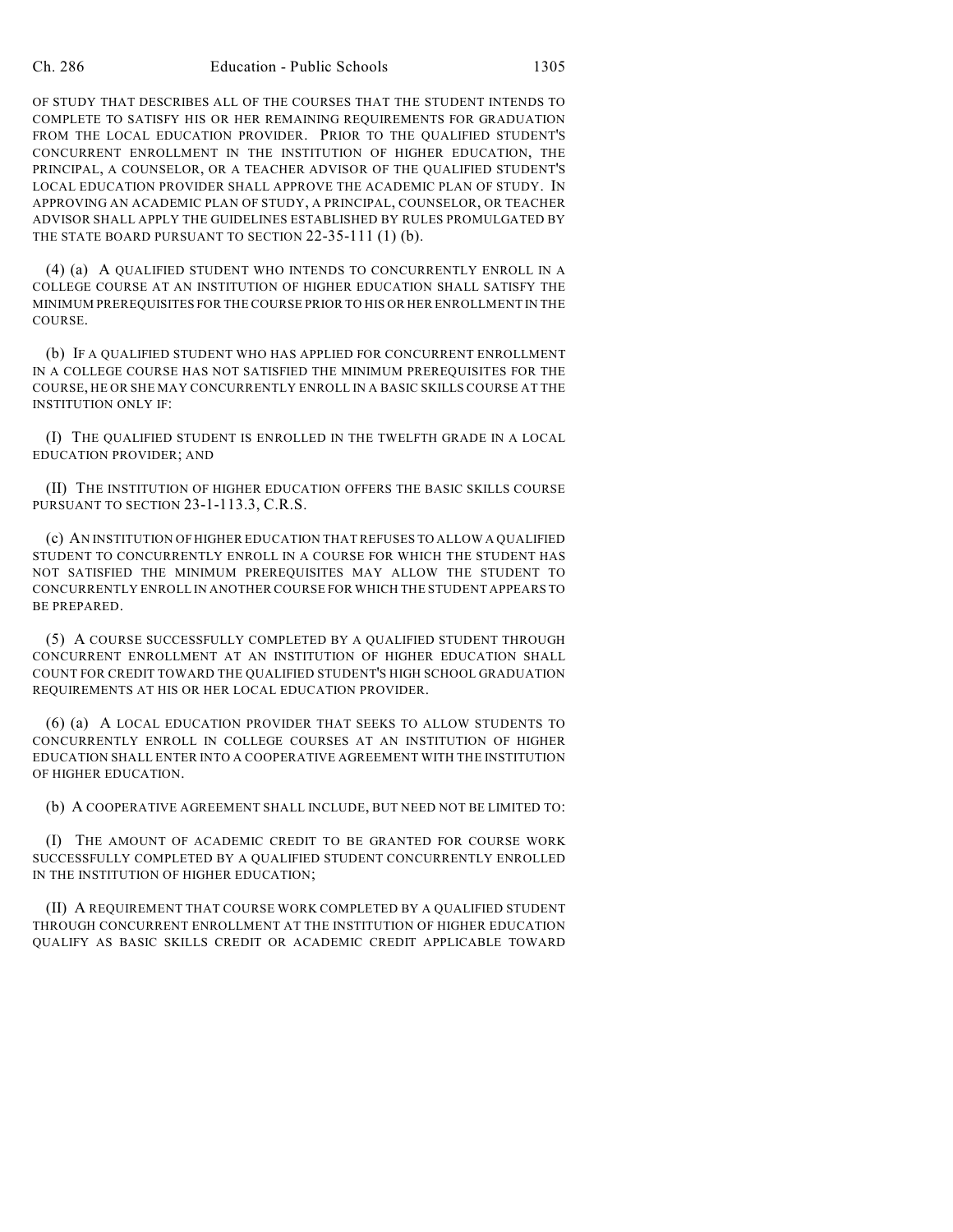OF STUDY THAT DESCRIBES ALL OF THE COURSES THAT THE STUDENT INTENDS TO COMPLETE TO SATISFY HIS OR HER REMAINING REQUIREMENTS FOR GRADUATION FROM THE LOCAL EDUCATION PROVIDER. PRIOR TO THE QUALIFIED STUDENT'S CONCURRENT ENROLLMENT IN THE INSTITUTION OF HIGHER EDUCATION, THE PRINCIPAL, A COUNSELOR, OR A TEACHER ADVISOR OF THE QUALIFIED STUDENT'S LOCAL EDUCATION PROVIDER SHALL APPROVE THE ACADEMIC PLAN OF STUDY. IN APPROVING AN ACADEMIC PLAN OF STUDY, A PRINCIPAL, COUNSELOR, OR TEACHER ADVISOR SHALL APPLY THE GUIDELINES ESTABLISHED BY RULES PROMULGATED BY THE STATE BOARD PURSUANT TO SECTION 22-35-111 (1) (b).

(4) (a) A QUALIFIED STUDENT WHO INTENDS TO CONCURRENTLY ENROLL IN A COLLEGE COURSE AT AN INSTITUTION OF HIGHER EDUCATION SHALL SATISFY THE MINIMUM PREREQUISITES FOR THE COURSE PRIOR TO HIS OR HER ENROLLMENT IN THE COURSE.

(b) IF A QUALIFIED STUDENT WHO HAS APPLIED FOR CONCURRENT ENROLLMENT IN A COLLEGE COURSE HAS NOT SATISFIED THE MINIMUM PREREQUISITES FOR THE COURSE, HE OR SHE MAY CONCURRENTLY ENROLL IN A BASIC SKILLS COURSE AT THE INSTITUTION ONLY IF:

(I) THE QUALIFIED STUDENT IS ENROLLED IN THE TWELFTH GRADE IN A LOCAL EDUCATION PROVIDER; AND

(II) THE INSTITUTION OF HIGHER EDUCATION OFFERS THE BASIC SKILLS COURSE PURSUANT TO SECTION 23-1-113.3, C.R.S.

(c) AN INSTITUTION OF HIGHER EDUCATION THAT REFUSES TO ALLOW A QUALIFIED STUDENT TO CONCURRENTLY ENROLL IN A COURSE FOR WHICH THE STUDENT HAS NOT SATISFIED THE MINIMUM PREREQUISITES MAY ALLOW THE STUDENT TO CONCURRENTLY ENROLL IN ANOTHER COURSE FOR WHICH THE STUDENT APPEARS TO BE PREPARED.

(5) A COURSE SUCCESSFULLY COMPLETED BY A QUALIFIED STUDENT THROUGH CONCURRENT ENROLLMENT AT AN INSTITUTION OF HIGHER EDUCATION SHALL COUNT FOR CREDIT TOWARD THE QUALIFIED STUDENT'S HIGH SCHOOL GRADUATION REQUIREMENTS AT HIS OR HER LOCAL EDUCATION PROVIDER.

(6) (a) A LOCAL EDUCATION PROVIDER THAT SEEKS TO ALLOW STUDENTS TO CONCURRENTLY ENROLL IN COLLEGE COURSES AT AN INSTITUTION OF HIGHER EDUCATION SHALL ENTER INTO A COOPERATIVE AGREEMENT WITH THE INSTITUTION OF HIGHER EDUCATION.

(b) A COOPERATIVE AGREEMENT SHALL INCLUDE, BUT NEED NOT BE LIMITED TO:

(I) THE AMOUNT OF ACADEMIC CREDIT TO BE GRANTED FOR COURSE WORK SUCCESSFULLY COMPLETED BY A QUALIFIED STUDENT CONCURRENTLY ENROLLED IN THE INSTITUTION OF HIGHER EDUCATION;

(II) A REQUIREMENT THAT COURSE WORK COMPLETED BY A QUALIFIED STUDENT THROUGH CONCURRENT ENROLLMENT AT THE INSTITUTION OF HIGHER EDUCATION QUALIFY AS BASIC SKILLS CREDIT OR ACADEMIC CREDIT APPLICABLE TOWARD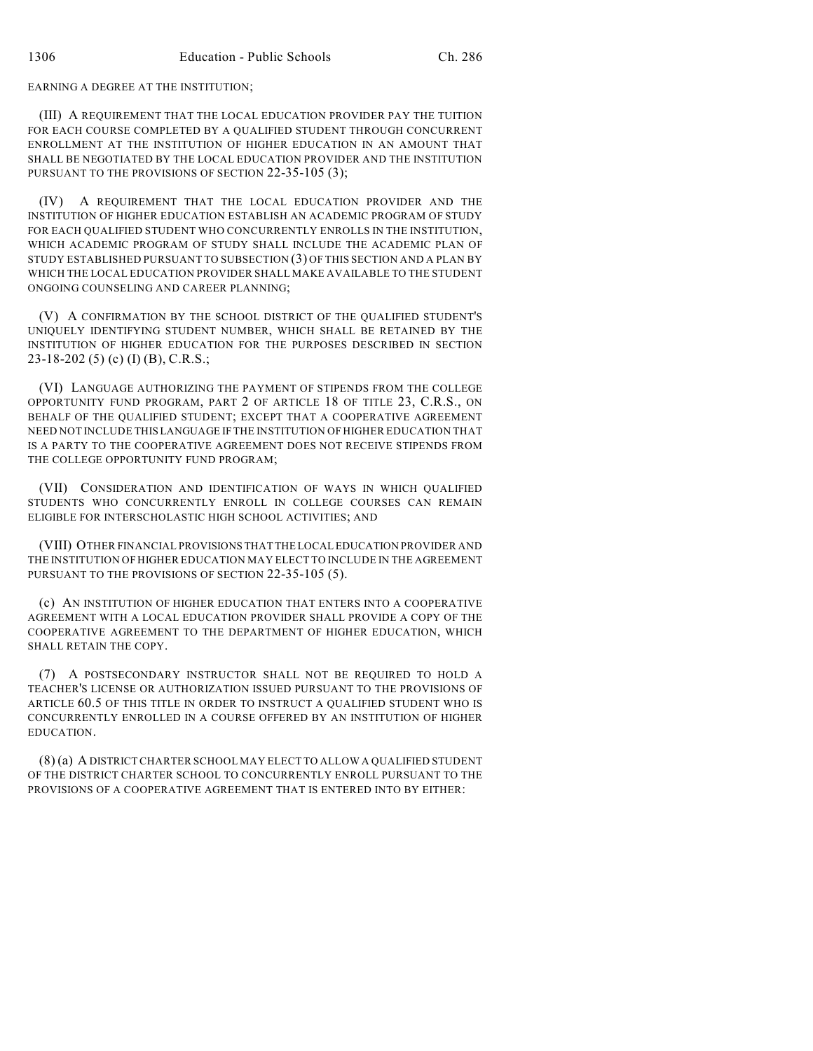EARNING A DEGREE AT THE INSTITUTION;

(III) A REQUIREMENT THAT THE LOCAL EDUCATION PROVIDER PAY THE TUITION FOR EACH COURSE COMPLETED BY A QUALIFIED STUDENT THROUGH CONCURRENT ENROLLMENT AT THE INSTITUTION OF HIGHER EDUCATION IN AN AMOUNT THAT SHALL BE NEGOTIATED BY THE LOCAL EDUCATION PROVIDER AND THE INSTITUTION PURSUANT TO THE PROVISIONS OF SECTION 22-35-105 (3);

(IV) A REQUIREMENT THAT THE LOCAL EDUCATION PROVIDER AND THE INSTITUTION OF HIGHER EDUCATION ESTABLISH AN ACADEMIC PROGRAM OF STUDY FOR EACH QUALIFIED STUDENT WHO CONCURRENTLY ENROLLS IN THE INSTITUTION, WHICH ACADEMIC PROGRAM OF STUDY SHALL INCLUDE THE ACADEMIC PLAN OF STUDY ESTABLISHED PURSUANT TO SUBSECTION (3) OF THIS SECTION AND A PLAN BY WHICH THE LOCAL EDUCATION PROVIDER SHALL MAKE AVAILABLE TO THE STUDENT ONGOING COUNSELING AND CAREER PLANNING;

(V) A CONFIRMATION BY THE SCHOOL DISTRICT OF THE QUALIFIED STUDENT'S UNIQUELY IDENTIFYING STUDENT NUMBER, WHICH SHALL BE RETAINED BY THE INSTITUTION OF HIGHER EDUCATION FOR THE PURPOSES DESCRIBED IN SECTION 23-18-202 (5) (c) (I) (B), C.R.S.;

(VI) LANGUAGE AUTHORIZING THE PAYMENT OF STIPENDS FROM THE COLLEGE OPPORTUNITY FUND PROGRAM, PART 2 OF ARTICLE 18 OF TITLE 23, C.R.S., ON BEHALF OF THE QUALIFIED STUDENT; EXCEPT THAT A COOPERATIVE AGREEMENT NEED NOT INCLUDE THIS LANGUAGE IF THE INSTITUTION OF HIGHER EDUCATION THAT IS A PARTY TO THE COOPERATIVE AGREEMENT DOES NOT RECEIVE STIPENDS FROM THE COLLEGE OPPORTUNITY FUND PROGRAM;

(VII) CONSIDERATION AND IDENTIFICATION OF WAYS IN WHICH QUALIFIED STUDENTS WHO CONCURRENTLY ENROLL IN COLLEGE COURSES CAN REMAIN ELIGIBLE FOR INTERSCHOLASTIC HIGH SCHOOL ACTIVITIES; AND

(VIII) OTHER FINANCIAL PROVISIONS THAT THE LOCAL EDUCATION PROVIDER AND THE INSTITUTION OF HIGHER EDUCATION MAY ELECT TO INCLUDE IN THE AGREEMENT PURSUANT TO THE PROVISIONS OF SECTION 22-35-105 (5).

(c) AN INSTITUTION OF HIGHER EDUCATION THAT ENTERS INTO A COOPERATIVE AGREEMENT WITH A LOCAL EDUCATION PROVIDER SHALL PROVIDE A COPY OF THE COOPERATIVE AGREEMENT TO THE DEPARTMENT OF HIGHER EDUCATION, WHICH SHALL RETAIN THE COPY.

(7) A POSTSECONDARY INSTRUCTOR SHALL NOT BE REQUIRED TO HOLD A TEACHER'S LICENSE OR AUTHORIZATION ISSUED PURSUANT TO THE PROVISIONS OF ARTICLE 60.5 OF THIS TITLE IN ORDER TO INSTRUCT A QUALIFIED STUDENT WHO IS CONCURRENTLY ENROLLED IN A COURSE OFFERED BY AN INSTITUTION OF HIGHER EDUCATION.

(8) (a) A DISTRICT CHARTER SCHOOL MAY ELECT TO ALLOW A QUALIFIED STUDENT OF THE DISTRICT CHARTER SCHOOL TO CONCURRENTLY ENROLL PURSUANT TO THE PROVISIONS OF A COOPERATIVE AGREEMENT THAT IS ENTERED INTO BY EITHER: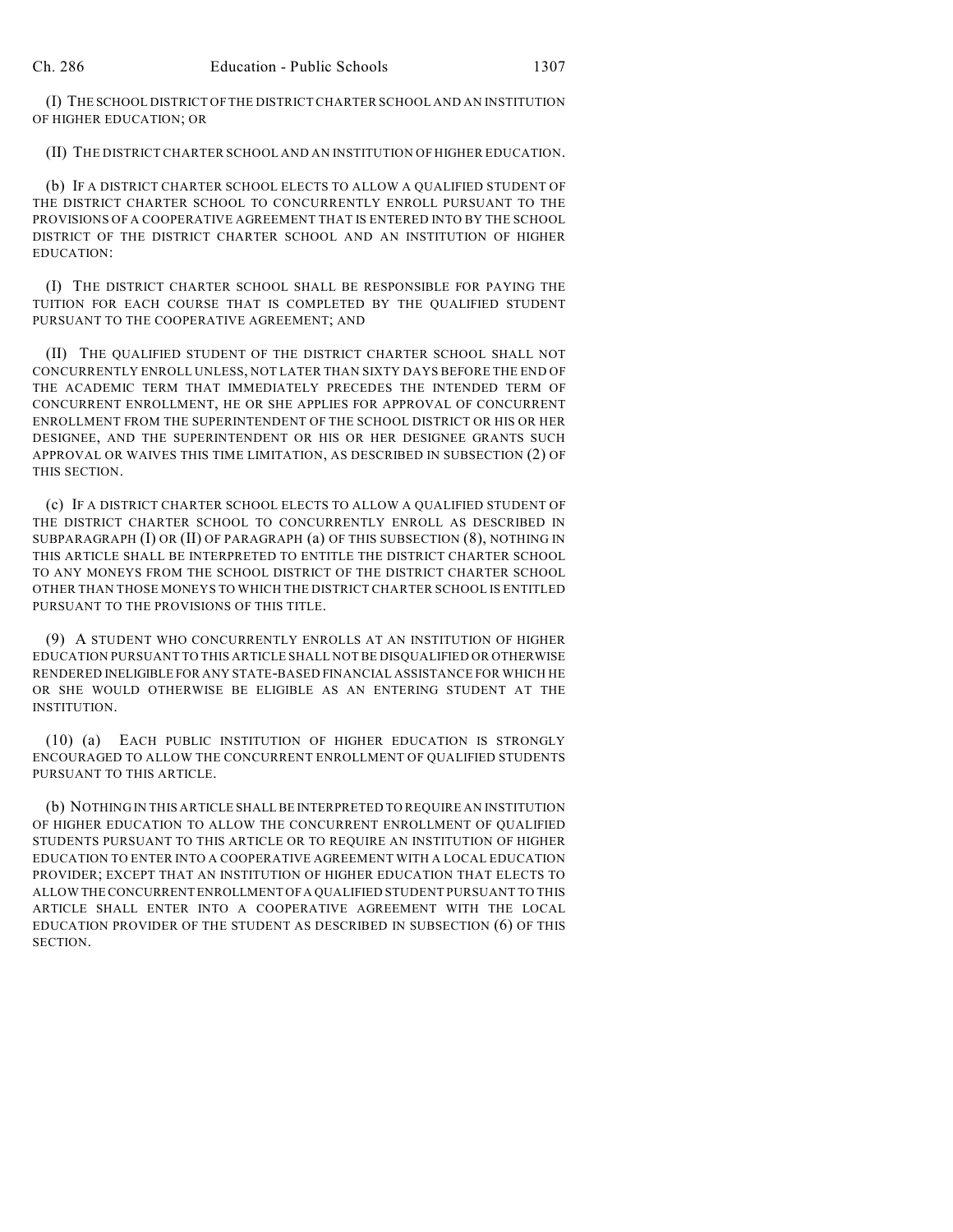(I) THE SCHOOL DISTRICT OF THE DISTRICT CHARTER SCHOOL AND AN INSTITUTION OF HIGHER EDUCATION; OR

(II) THE DISTRICT CHARTER SCHOOL AND AN INSTITUTION OF HIGHER EDUCATION.

(b) IF A DISTRICT CHARTER SCHOOL ELECTS TO ALLOW A QUALIFIED STUDENT OF THE DISTRICT CHARTER SCHOOL TO CONCURRENTLY ENROLL PURSUANT TO THE PROVISIONS OF A COOPERATIVE AGREEMENT THAT IS ENTERED INTO BY THE SCHOOL DISTRICT OF THE DISTRICT CHARTER SCHOOL AND AN INSTITUTION OF HIGHER EDUCATION:

(I) THE DISTRICT CHARTER SCHOOL SHALL BE RESPONSIBLE FOR PAYING THE TUITION FOR EACH COURSE THAT IS COMPLETED BY THE QUALIFIED STUDENT PURSUANT TO THE COOPERATIVE AGREEMENT; AND

(II) THE QUALIFIED STUDENT OF THE DISTRICT CHARTER SCHOOL SHALL NOT CONCURRENTLY ENROLL UNLESS, NOT LATER THAN SIXTY DAYS BEFORE THE END OF THE ACADEMIC TERM THAT IMMEDIATELY PRECEDES THE INTENDED TERM OF CONCURRENT ENROLLMENT, HE OR SHE APPLIES FOR APPROVAL OF CONCURRENT ENROLLMENT FROM THE SUPERINTENDENT OF THE SCHOOL DISTRICT OR HIS OR HER DESIGNEE, AND THE SUPERINTENDENT OR HIS OR HER DESIGNEE GRANTS SUCH APPROVAL OR WAIVES THIS TIME LIMITATION, AS DESCRIBED IN SUBSECTION (2) OF THIS SECTION.

(c) IF A DISTRICT CHARTER SCHOOL ELECTS TO ALLOW A QUALIFIED STUDENT OF THE DISTRICT CHARTER SCHOOL TO CONCURRENTLY ENROLL AS DESCRIBED IN SUBPARAGRAPH (I) OR (II) OF PARAGRAPH (a) OF THIS SUBSECTION (8), NOTHING IN THIS ARTICLE SHALL BE INTERPRETED TO ENTITLE THE DISTRICT CHARTER SCHOOL TO ANY MONEYS FROM THE SCHOOL DISTRICT OF THE DISTRICT CHARTER SCHOOL OTHER THAN THOSE MONEYS TO WHICH THE DISTRICT CHARTER SCHOOL IS ENTITLED PURSUANT TO THE PROVISIONS OF THIS TITLE.

(9) A STUDENT WHO CONCURRENTLY ENROLLS AT AN INSTITUTION OF HIGHER EDUCATION PURSUANT TO THIS ARTICLE SHALL NOT BE DISQUALIFIED OR OTHERWISE RENDERED INELIGIBLE FOR ANY STATE-BASED FINANCIAL ASSISTANCE FOR WHICH HE OR SHE WOULD OTHERWISE BE ELIGIBLE AS AN ENTERING STUDENT AT THE INSTITUTION.

(10) (a) EACH PUBLIC INSTITUTION OF HIGHER EDUCATION IS STRONGLY ENCOURAGED TO ALLOW THE CONCURRENT ENROLLMENT OF QUALIFIED STUDENTS PURSUANT TO THIS ARTICLE.

(b) NOTHING IN THIS ARTICLE SHALL BE INTERPRETED TO REQUIRE AN INSTITUTION OF HIGHER EDUCATION TO ALLOW THE CONCURRENT ENROLLMENT OF QUALIFIED STUDENTS PURSUANT TO THIS ARTICLE OR TO REQUIRE AN INSTITUTION OF HIGHER EDUCATION TO ENTER INTO A COOPERATIVE AGREEMENT WITH A LOCAL EDUCATION PROVIDER; EXCEPT THAT AN INSTITUTION OF HIGHER EDUCATION THAT ELECTS TO ALLOW THE CONCURRENT ENROLLMENT OF A QUALIFIED STUDENT PURSUANT TO THIS ARTICLE SHALL ENTER INTO A COOPERATIVE AGREEMENT WITH THE LOCAL EDUCATION PROVIDER OF THE STUDENT AS DESCRIBED IN SUBSECTION (6) OF THIS SECTION.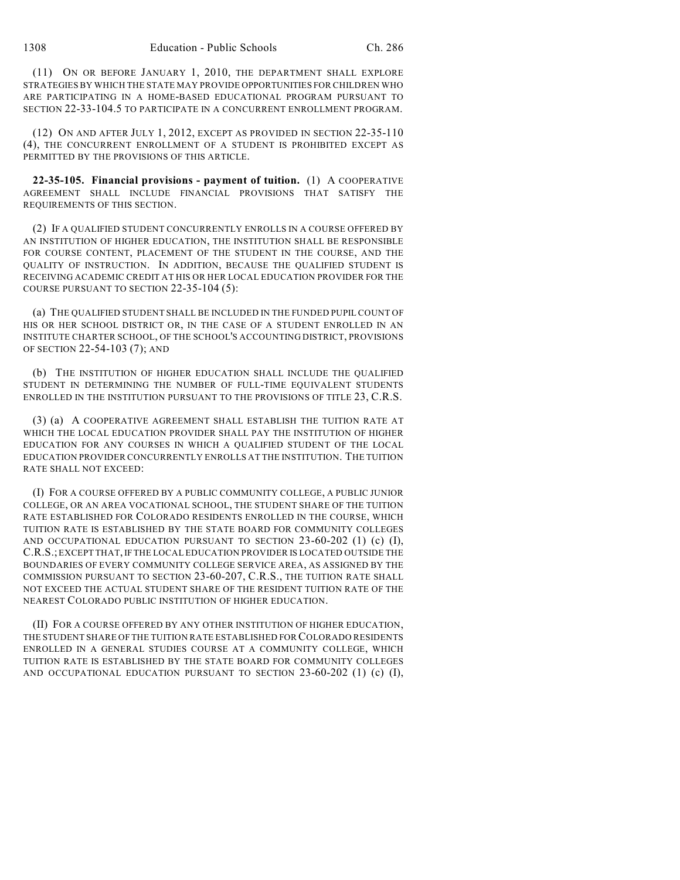(11) ON OR BEFORE JANUARY 1, 2010, THE DEPARTMENT SHALL EXPLORE STRATEGIES BY WHICH THE STATE MAY PROVIDE OPPORTUNITIES FOR CHILDREN WHO ARE PARTICIPATING IN A HOME-BASED EDUCATIONAL PROGRAM PURSUANT TO SECTION 22-33-104.5 TO PARTICIPATE IN A CONCURRENT ENROLLMENT PROGRAM.

(12) ON AND AFTER JULY 1, 2012, EXCEPT AS PROVIDED IN SECTION 22-35-110 (4), THE CONCURRENT ENROLLMENT OF A STUDENT IS PROHIBITED EXCEPT AS PERMITTED BY THE PROVISIONS OF THIS ARTICLE.

**22-35-105. Financial provisions - payment of tuition.** (1) A COOPERATIVE AGREEMENT SHALL INCLUDE FINANCIAL PROVISIONS THAT SATISFY THE REQUIREMENTS OF THIS SECTION.

(2) IF A QUALIFIED STUDENT CONCURRENTLY ENROLLS IN A COURSE OFFERED BY AN INSTITUTION OF HIGHER EDUCATION, THE INSTITUTION SHALL BE RESPONSIBLE FOR COURSE CONTENT, PLACEMENT OF THE STUDENT IN THE COURSE, AND THE QUALITY OF INSTRUCTION. IN ADDITION, BECAUSE THE QUALIFIED STUDENT IS RECEIVING ACADEMIC CREDIT AT HIS OR HER LOCAL EDUCATION PROVIDER FOR THE COURSE PURSUANT TO SECTION 22-35-104 (5):

(a) THE QUALIFIED STUDENT SHALL BE INCLUDED IN THE FUNDED PUPIL COUNT OF HIS OR HER SCHOOL DISTRICT OR, IN THE CASE OF A STUDENT ENROLLED IN AN INSTITUTE CHARTER SCHOOL, OF THE SCHOOL'S ACCOUNTING DISTRICT, PROVISIONS OF SECTION 22-54-103 (7); AND

(b) THE INSTITUTION OF HIGHER EDUCATION SHALL INCLUDE THE QUALIFIED STUDENT IN DETERMINING THE NUMBER OF FULL-TIME EQUIVALENT STUDENTS ENROLLED IN THE INSTITUTION PURSUANT TO THE PROVISIONS OF TITLE 23, C.R.S.

(3) (a) A COOPERATIVE AGREEMENT SHALL ESTABLISH THE TUITION RATE AT WHICH THE LOCAL EDUCATION PROVIDER SHALL PAY THE INSTITUTION OF HIGHER EDUCATION FOR ANY COURSES IN WHICH A QUALIFIED STUDENT OF THE LOCAL EDUCATION PROVIDER CONCURRENTLY ENROLLS AT THE INSTITUTION. THE TUITION RATE SHALL NOT EXCEED:

(I) FOR A COURSE OFFERED BY A PUBLIC COMMUNITY COLLEGE, A PUBLIC JUNIOR COLLEGE, OR AN AREA VOCATIONAL SCHOOL, THE STUDENT SHARE OF THE TUITION RATE ESTABLISHED FOR COLORADO RESIDENTS ENROLLED IN THE COURSE, WHICH TUITION RATE IS ESTABLISHED BY THE STATE BOARD FOR COMMUNITY COLLEGES AND OCCUPATIONAL EDUCATION PURSUANT TO SECTION 23-60-202 (1) (c) (I), C.R.S.; EXCEPT THAT, IF THE LOCAL EDUCATION PROVIDER IS LOCATED OUTSIDE THE BOUNDARIES OF EVERY COMMUNITY COLLEGE SERVICE AREA, AS ASSIGNED BY THE COMMISSION PURSUANT TO SECTION 23-60-207, C.R.S., THE TUITION RATE SHALL NOT EXCEED THE ACTUAL STUDENT SHARE OF THE RESIDENT TUITION RATE OF THE NEAREST COLORADO PUBLIC INSTITUTION OF HIGHER EDUCATION.

(II) FOR A COURSE OFFERED BY ANY OTHER INSTITUTION OF HIGHER EDUCATION, THE STUDENT SHARE OF THE TUITION RATE ESTABLISHED FOR COLORADO RESIDENTS ENROLLED IN A GENERAL STUDIES COURSE AT A COMMUNITY COLLEGE, WHICH TUITION RATE IS ESTABLISHED BY THE STATE BOARD FOR COMMUNITY COLLEGES AND OCCUPATIONAL EDUCATION PURSUANT TO SECTION 23-60-202 (1) (c) (I),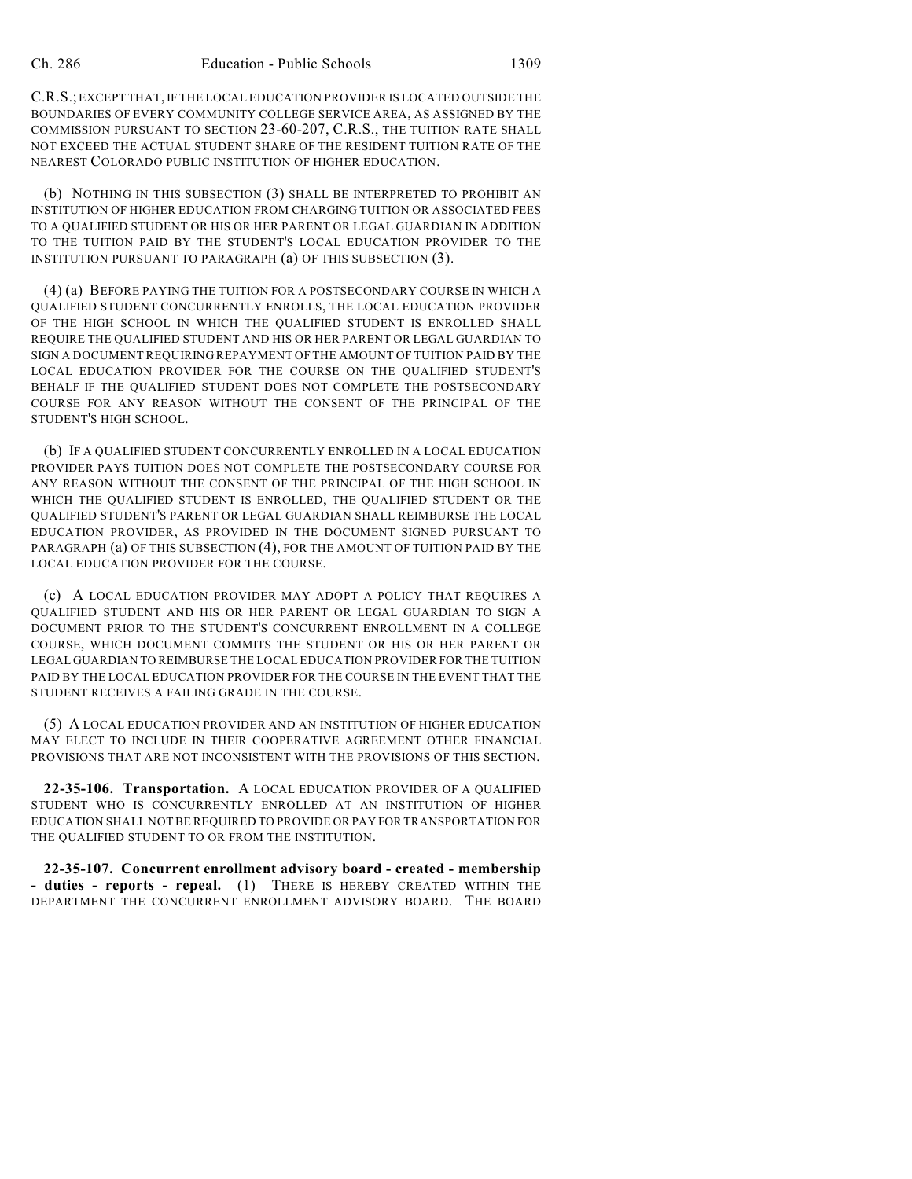C.R.S.; EXCEPT THAT, IF THE LOCAL EDUCATION PROVIDER IS LOCATED OUTSIDE THE BOUNDARIES OF EVERY COMMUNITY COLLEGE SERVICE AREA, AS ASSIGNED BY THE COMMISSION PURSUANT TO SECTION 23-60-207, C.R.S., THE TUITION RATE SHALL NOT EXCEED THE ACTUAL STUDENT SHARE OF THE RESIDENT TUITION RATE OF THE NEAREST COLORADO PUBLIC INSTITUTION OF HIGHER EDUCATION.

(b) NOTHING IN THIS SUBSECTION (3) SHALL BE INTERPRETED TO PROHIBIT AN INSTITUTION OF HIGHER EDUCATION FROM CHARGING TUITION OR ASSOCIATED FEES TO A QUALIFIED STUDENT OR HIS OR HER PARENT OR LEGAL GUARDIAN IN ADDITION TO THE TUITION PAID BY THE STUDENT'S LOCAL EDUCATION PROVIDER TO THE INSTITUTION PURSUANT TO PARAGRAPH (a) OF THIS SUBSECTION (3).

(4) (a) BEFORE PAYING THE TUITION FOR A POSTSECONDARY COURSE IN WHICH A QUALIFIED STUDENT CONCURRENTLY ENROLLS, THE LOCAL EDUCATION PROVIDER OF THE HIGH SCHOOL IN WHICH THE QUALIFIED STUDENT IS ENROLLED SHALL REQUIRE THE QUALIFIED STUDENT AND HIS OR HER PARENT OR LEGAL GUARDIAN TO SIGN A DOCUMENT REQUIRING REPAYMENT OF THE AMOUNT OF TUITION PAID BY THE LOCAL EDUCATION PROVIDER FOR THE COURSE ON THE QUALIFIED STUDENT'S BEHALF IF THE QUALIFIED STUDENT DOES NOT COMPLETE THE POSTSECONDARY COURSE FOR ANY REASON WITHOUT THE CONSENT OF THE PRINCIPAL OF THE STUDENT'S HIGH SCHOOL.

(b) IF A QUALIFIED STUDENT CONCURRENTLY ENROLLED IN A LOCAL EDUCATION PROVIDER PAYS TUITION DOES NOT COMPLETE THE POSTSECONDARY COURSE FOR ANY REASON WITHOUT THE CONSENT OF THE PRINCIPAL OF THE HIGH SCHOOL IN WHICH THE QUALIFIED STUDENT IS ENROLLED, THE QUALIFIED STUDENT OR THE QUALIFIED STUDENT'S PARENT OR LEGAL GUARDIAN SHALL REIMBURSE THE LOCAL EDUCATION PROVIDER, AS PROVIDED IN THE DOCUMENT SIGNED PURSUANT TO PARAGRAPH (a) OF THIS SUBSECTION (4), FOR THE AMOUNT OF TUITION PAID BY THE LOCAL EDUCATION PROVIDER FOR THE COURSE.

(c) A LOCAL EDUCATION PROVIDER MAY ADOPT A POLICY THAT REQUIRES A QUALIFIED STUDENT AND HIS OR HER PARENT OR LEGAL GUARDIAN TO SIGN A DOCUMENT PRIOR TO THE STUDENT'S CONCURRENT ENROLLMENT IN A COLLEGE COURSE, WHICH DOCUMENT COMMITS THE STUDENT OR HIS OR HER PARENT OR LEGAL GUARDIAN TO REIMBURSE THE LOCAL EDUCATION PROVIDER FOR THE TUITION PAID BY THE LOCAL EDUCATION PROVIDER FOR THE COURSE IN THE EVENT THAT THE STUDENT RECEIVES A FAILING GRADE IN THE COURSE.

(5) A LOCAL EDUCATION PROVIDER AND AN INSTITUTION OF HIGHER EDUCATION MAY ELECT TO INCLUDE IN THEIR COOPERATIVE AGREEMENT OTHER FINANCIAL PROVISIONS THAT ARE NOT INCONSISTENT WITH THE PROVISIONS OF THIS SECTION.

**22-35-106. Transportation.** A LOCAL EDUCATION PROVIDER OF A QUALIFIED STUDENT WHO IS CONCURRENTLY ENROLLED AT AN INSTITUTION OF HIGHER EDUCATION SHALL NOT BE REQUIRED TO PROVIDE OR PAY FOR TRANSPORTATION FOR THE QUALIFIED STUDENT TO OR FROM THE INSTITUTION.

**22-35-107. Concurrent enrollment advisory board - created - membership - duties - reports - repeal.** (1) THERE IS HEREBY CREATED WITHIN THE DEPARTMENT THE CONCURRENT ENROLLMENT ADVISORY BOARD. THE BOARD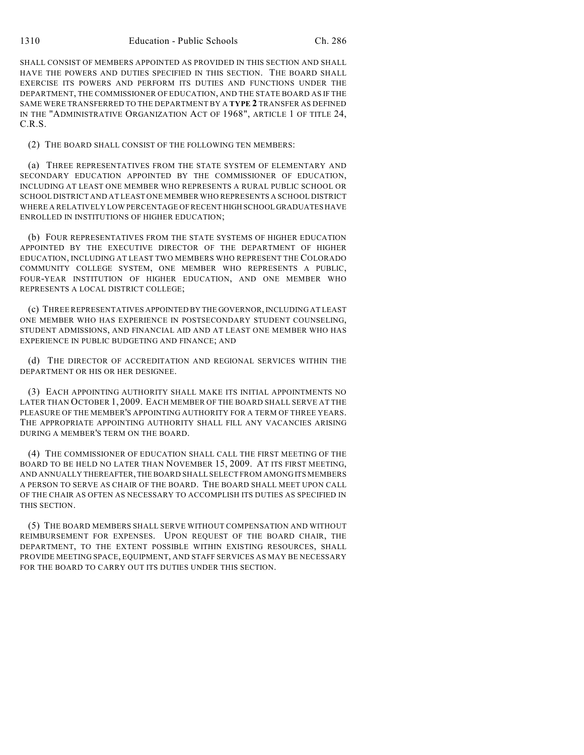SHALL CONSIST OF MEMBERS APPOINTED AS PROVIDED IN THIS SECTION AND SHALL HAVE THE POWERS AND DUTIES SPECIFIED IN THIS SECTION. THE BOARD SHALL EXERCISE ITS POWERS AND PERFORM ITS DUTIES AND FUNCTIONS UNDER THE DEPARTMENT, THE COMMISSIONER OF EDUCATION, AND THE STATE BOARD AS IF THE SAME WERE TRANSFERRED TO THE DEPARTMENT BY A **TYPE 2** TRANSFER AS DEFINED IN THE "ADMINISTRATIVE ORGANIZATION ACT OF 1968", ARTICLE 1 OF TITLE 24, C.R.S.

(2) THE BOARD SHALL CONSIST OF THE FOLLOWING TEN MEMBERS:

(a) THREE REPRESENTATIVES FROM THE STATE SYSTEM OF ELEMENTARY AND SECONDARY EDUCATION APPOINTED BY THE COMMISSIONER OF EDUCATION, INCLUDING AT LEAST ONE MEMBER WHO REPRESENTS A RURAL PUBLIC SCHOOL OR SCHOOL DISTRICT AND AT LEAST ONE MEMBER WHO REPRESENTS A SCHOOL DISTRICT WHERE A RELATIVELY LOW PERCENTAGE OF RECENT HIGH SCHOOL GRADUATES HAVE ENROLLED IN INSTITUTIONS OF HIGHER EDUCATION;

(b) FOUR REPRESENTATIVES FROM THE STATE SYSTEMS OF HIGHER EDUCATION APPOINTED BY THE EXECUTIVE DIRECTOR OF THE DEPARTMENT OF HIGHER EDUCATION, INCLUDING AT LEAST TWO MEMBERS WHO REPRESENT THE COLORADO COMMUNITY COLLEGE SYSTEM, ONE MEMBER WHO REPRESENTS A PUBLIC, FOUR-YEAR INSTITUTION OF HIGHER EDUCATION, AND ONE MEMBER WHO REPRESENTS A LOCAL DISTRICT COLLEGE;

(c) THREE REPRESENTATIVES APPOINTED BY THE GOVERNOR, INCLUDING AT LEAST ONE MEMBER WHO HAS EXPERIENCE IN POSTSECONDARY STUDENT COUNSELING, STUDENT ADMISSIONS, AND FINANCIAL AID AND AT LEAST ONE MEMBER WHO HAS EXPERIENCE IN PUBLIC BUDGETING AND FINANCE; AND

(d) THE DIRECTOR OF ACCREDITATION AND REGIONAL SERVICES WITHIN THE DEPARTMENT OR HIS OR HER DESIGNEE.

(3) EACH APPOINTING AUTHORITY SHALL MAKE ITS INITIAL APPOINTMENTS NO LATER THAN OCTOBER 1, 2009. EACH MEMBER OF THE BOARD SHALL SERVE AT THE PLEASURE OF THE MEMBER'S APPOINTING AUTHORITY FOR A TERM OF THREE YEARS. THE APPROPRIATE APPOINTING AUTHORITY SHALL FILL ANY VACANCIES ARISING DURING A MEMBER'S TERM ON THE BOARD.

(4) THE COMMISSIONER OF EDUCATION SHALL CALL THE FIRST MEETING OF THE BOARD TO BE HELD NO LATER THAN NOVEMBER 15, 2009. AT ITS FIRST MEETING, AND ANNUALLY THEREAFTER, THE BOARD SHALL SELECT FROM AMONG ITS MEMBERS A PERSON TO SERVE AS CHAIR OF THE BOARD. THE BOARD SHALL MEET UPON CALL OF THE CHAIR AS OFTEN AS NECESSARY TO ACCOMPLISH ITS DUTIES AS SPECIFIED IN THIS SECTION.

(5) THE BOARD MEMBERS SHALL SERVE WITHOUT COMPENSATION AND WITHOUT REIMBURSEMENT FOR EXPENSES. UPON REQUEST OF THE BOARD CHAIR, THE DEPARTMENT, TO THE EXTENT POSSIBLE WITHIN EXISTING RESOURCES, SHALL PROVIDE MEETING SPACE, EQUIPMENT, AND STAFF SERVICES AS MAY BE NECESSARY FOR THE BOARD TO CARRY OUT ITS DUTIES UNDER THIS SECTION.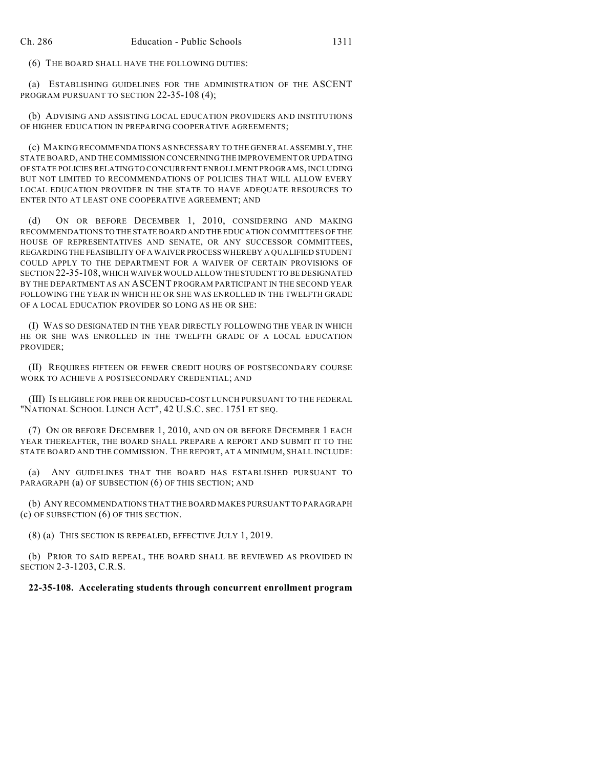(6) THE BOARD SHALL HAVE THE FOLLOWING DUTIES:

(a) ESTABLISHING GUIDELINES FOR THE ADMINISTRATION OF THE ASCENT PROGRAM PURSUANT TO SECTION 22-35-108 (4);

(b) ADVISING AND ASSISTING LOCAL EDUCATION PROVIDERS AND INSTITUTIONS OF HIGHER EDUCATION IN PREPARING COOPERATIVE AGREEMENTS;

(c) MAKING RECOMMENDATIONS AS NECESSARY TO THE GENERAL ASSEMBLY, THE STATE BOARD, AND THE COMMISSION CONCERNING THE IMPROVEMENT OR UPDATING OF STATE POLICIES RELATING TO CONCURRENT ENROLLMENT PROGRAMS, INCLUDING BUT NOT LIMITED TO RECOMMENDATIONS OF POLICIES THAT WILL ALLOW EVERY LOCAL EDUCATION PROVIDER IN THE STATE TO HAVE ADEQUATE RESOURCES TO ENTER INTO AT LEAST ONE COOPERATIVE AGREEMENT; AND

(d) ON OR BEFORE DECEMBER 1, 2010, CONSIDERING AND MAKING RECOMMENDATIONS TO THE STATE BOARD AND THE EDUCATION COMMITTEES OF THE HOUSE OF REPRESENTATIVES AND SENATE, OR ANY SUCCESSOR COMMITTEES, REGARDING THE FEASIBILITY OF A WAIVER PROCESS WHEREBY A QUALIFIED STUDENT COULD APPLY TO THE DEPARTMENT FOR A WAIVER OF CERTAIN PROVISIONS OF SECTION 22-35-108, WHICH WAIVER WOULD ALLOW THE STUDENT TO BE DESIGNATED BY THE DEPARTMENT AS AN ASCENT PROGRAM PARTICIPANT IN THE SECOND YEAR FOLLOWING THE YEAR IN WHICH HE OR SHE WAS ENROLLED IN THE TWELFTH GRADE OF A LOCAL EDUCATION PROVIDER SO LONG AS HE OR SHE:

(I) WAS SO DESIGNATED IN THE YEAR DIRECTLY FOLLOWING THE YEAR IN WHICH HE OR SHE WAS ENROLLED IN THE TWELFTH GRADE OF A LOCAL EDUCATION PROVIDER;

(II) REQUIRES FIFTEEN OR FEWER CREDIT HOURS OF POSTSECONDARY COURSE WORK TO ACHIEVE A POSTSECONDARY CREDENTIAL; AND

(III) IS ELIGIBLE FOR FREE OR REDUCED-COST LUNCH PURSUANT TO THE FEDERAL "NATIONAL SCHOOL LUNCH ACT", 42 U.S.C. SEC. 1751 ET SEQ.

(7) ON OR BEFORE DECEMBER 1, 2010, AND ON OR BEFORE DECEMBER 1 EACH YEAR THEREAFTER, THE BOARD SHALL PREPARE A REPORT AND SUBMIT IT TO THE STATE BOARD AND THE COMMISSION. THE REPORT, AT A MINIMUM, SHALL INCLUDE:

(a) ANY GUIDELINES THAT THE BOARD HAS ESTABLISHED PURSUANT TO PARAGRAPH (a) OF SUBSECTION (6) OF THIS SECTION; AND

(b) ANY RECOMMENDATIONS THAT THE BOARD MAKES PURSUANT TO PARAGRAPH (c) OF SUBSECTION (6) OF THIS SECTION.

(8) (a) THIS SECTION IS REPEALED, EFFECTIVE JULY 1, 2019.

(b) PRIOR TO SAID REPEAL, THE BOARD SHALL BE REVIEWED AS PROVIDED IN SECTION 2-3-1203, C.R.S.

**22-35-108. Accelerating students through concurrent enrollment program**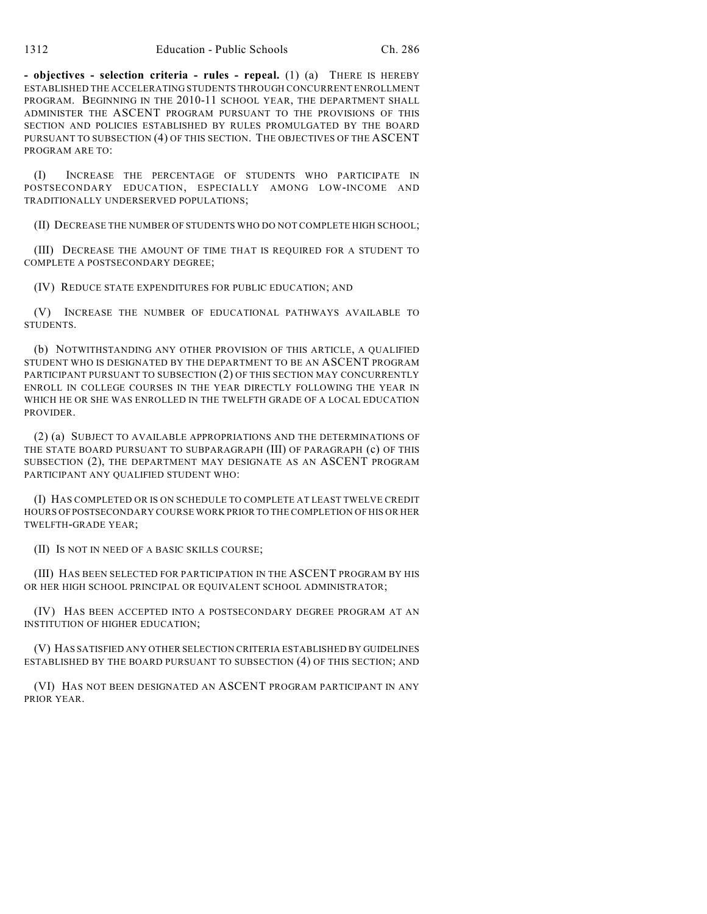**- objectives - selection criteria - rules - repeal.** (1) (a) THERE IS HEREBY ESTABLISHED THE ACCELERATING STUDENTS THROUGH CONCURRENT ENROLLMENT PROGRAM. BEGINNING IN THE 2010-11 SCHOOL YEAR, THE DEPARTMENT SHALL ADMINISTER THE ASCENT PROGRAM PURSUANT TO THE PROVISIONS OF THIS SECTION AND POLICIES ESTABLISHED BY RULES PROMULGATED BY THE BOARD PURSUANT TO SUBSECTION (4) OF THIS SECTION. THE OBJECTIVES OF THE ASCENT PROGRAM ARE TO:

(I) INCREASE THE PERCENTAGE OF STUDENTS WHO PARTICIPATE IN POSTSECONDARY EDUCATION, ESPECIALLY AMONG LOW-INCOME AND TRADITIONALLY UNDERSERVED POPULATIONS;

(II) DECREASE THE NUMBER OF STUDENTS WHO DO NOT COMPLETE HIGH SCHOOL;

(III) DECREASE THE AMOUNT OF TIME THAT IS REQUIRED FOR A STUDENT TO COMPLETE A POSTSECONDARY DEGREE;

(IV) REDUCE STATE EXPENDITURES FOR PUBLIC EDUCATION; AND

(V) INCREASE THE NUMBER OF EDUCATIONAL PATHWAYS AVAILABLE TO STUDENTS.

(b) NOTWITHSTANDING ANY OTHER PROVISION OF THIS ARTICLE, A QUALIFIED STUDENT WHO IS DESIGNATED BY THE DEPARTMENT TO BE AN ASCENT PROGRAM PARTICIPANT PURSUANT TO SUBSECTION (2) OF THIS SECTION MAY CONCURRENTLY ENROLL IN COLLEGE COURSES IN THE YEAR DIRECTLY FOLLOWING THE YEAR IN WHICH HE OR SHE WAS ENROLLED IN THE TWELFTH GRADE OF A LOCAL EDUCATION PROVIDER.

(2) (a) SUBJECT TO AVAILABLE APPROPRIATIONS AND THE DETERMINATIONS OF THE STATE BOARD PURSUANT TO SUBPARAGRAPH (III) OF PARAGRAPH (c) OF THIS SUBSECTION (2), THE DEPARTMENT MAY DESIGNATE AS AN ASCENT PROGRAM PARTICIPANT ANY QUALIFIED STUDENT WHO:

(I) HAS COMPLETED OR IS ON SCHEDULE TO COMPLETE AT LEAST TWELVE CREDIT HOURS OF POSTSECONDARY COURSE WORK PRIOR TO THE COMPLETION OF HIS OR HER TWELFTH-GRADE YEAR;

(II) IS NOT IN NEED OF A BASIC SKILLS COURSE;

(III) HAS BEEN SELECTED FOR PARTICIPATION IN THE ASCENT PROGRAM BY HIS OR HER HIGH SCHOOL PRINCIPAL OR EQUIVALENT SCHOOL ADMINISTRATOR;

(IV) HAS BEEN ACCEPTED INTO A POSTSECONDARY DEGREE PROGRAM AT AN INSTITUTION OF HIGHER EDUCATION;

(V) HAS SATISFIED ANY OTHER SELECTION CRITERIA ESTABLISHED BY GUIDELINES ESTABLISHED BY THE BOARD PURSUANT TO SUBSECTION (4) OF THIS SECTION; AND

(VI) HAS NOT BEEN DESIGNATED AN ASCENT PROGRAM PARTICIPANT IN ANY PRIOR YEAR.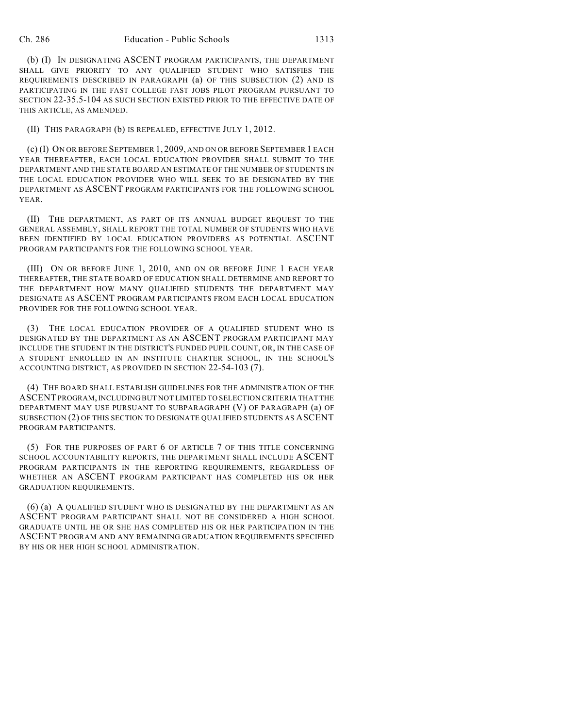(b) (I) IN DESIGNATING ASCENT PROGRAM PARTICIPANTS, THE DEPARTMENT SHALL GIVE PRIORITY TO ANY QUALIFIED STUDENT WHO SATISFIES THE REQUIREMENTS DESCRIBED IN PARAGRAPH (a) OF THIS SUBSECTION (2) AND IS PARTICIPATING IN THE FAST COLLEGE FAST JOBS PILOT PROGRAM PURSUANT TO SECTION 22-35.5-104 AS SUCH SECTION EXISTED PRIOR TO THE EFFECTIVE DATE OF THIS ARTICLE, AS AMENDED.

(II) THIS PARAGRAPH (b) IS REPEALED, EFFECTIVE JULY 1, 2012.

(c) (I) ON OR BEFORE SEPTEMBER 1, 2009, AND ON OR BEFORE SEPTEMBER 1 EACH YEAR THEREAFTER, EACH LOCAL EDUCATION PROVIDER SHALL SUBMIT TO THE DEPARTMENT AND THE STATE BOARD AN ESTIMATE OF THE NUMBER OF STUDENTS IN THE LOCAL EDUCATION PROVIDER WHO WILL SEEK TO BE DESIGNATED BY THE DEPARTMENT AS ASCENT PROGRAM PARTICIPANTS FOR THE FOLLOWING SCHOOL YEAR.

(II) THE DEPARTMENT, AS PART OF ITS ANNUAL BUDGET REQUEST TO THE GENERAL ASSEMBLY, SHALL REPORT THE TOTAL NUMBER OF STUDENTS WHO HAVE BEEN IDENTIFIED BY LOCAL EDUCATION PROVIDERS AS POTENTIAL ASCENT PROGRAM PARTICIPANTS FOR THE FOLLOWING SCHOOL YEAR.

(III) ON OR BEFORE JUNE 1, 2010, AND ON OR BEFORE JUNE 1 EACH YEAR THEREAFTER, THE STATE BOARD OF EDUCATION SHALL DETERMINE AND REPORT TO THE DEPARTMENT HOW MANY QUALIFIED STUDENTS THE DEPARTMENT MAY DESIGNATE AS ASCENT PROGRAM PARTICIPANTS FROM EACH LOCAL EDUCATION PROVIDER FOR THE FOLLOWING SCHOOL YEAR.

(3) THE LOCAL EDUCATION PROVIDER OF A QUALIFIED STUDENT WHO IS DESIGNATED BY THE DEPARTMENT AS AN ASCENT PROGRAM PARTICIPANT MAY INCLUDE THE STUDENT IN THE DISTRICT'S FUNDED PUPIL COUNT, OR, IN THE CASE OF A STUDENT ENROLLED IN AN INSTITUTE CHARTER SCHOOL, IN THE SCHOOL'S ACCOUNTING DISTRICT, AS PROVIDED IN SECTION 22-54-103 (7).

(4) THE BOARD SHALL ESTABLISH GUIDELINES FOR THE ADMINISTRATION OF THE ASCENT PROGRAM, INCLUDING BUT NOT LIMITED TO SELECTION CRITERIA THAT THE DEPARTMENT MAY USE PURSUANT TO SUBPARAGRAPH (V) OF PARAGRAPH (a) OF SUBSECTION (2) OF THIS SECTION TO DESIGNATE QUALIFIED STUDENTS AS ASCENT PROGRAM PARTICIPANTS.

(5) FOR THE PURPOSES OF PART 6 OF ARTICLE 7 OF THIS TITLE CONCERNING SCHOOL ACCOUNTABILITY REPORTS, THE DEPARTMENT SHALL INCLUDE ASCENT PROGRAM PARTICIPANTS IN THE REPORTING REQUIREMENTS, REGARDLESS OF WHETHER AN ASCENT PROGRAM PARTICIPANT HAS COMPLETED HIS OR HER GRADUATION REQUIREMENTS.

(6) (a) A QUALIFIED STUDENT WHO IS DESIGNATED BY THE DEPARTMENT AS AN ASCENT PROGRAM PARTICIPANT SHALL NOT BE CONSIDERED A HIGH SCHOOL GRADUATE UNTIL HE OR SHE HAS COMPLETED HIS OR HER PARTICIPATION IN THE ASCENT PROGRAM AND ANY REMAINING GRADUATION REQUIREMENTS SPECIFIED BY HIS OR HER HIGH SCHOOL ADMINISTRATION.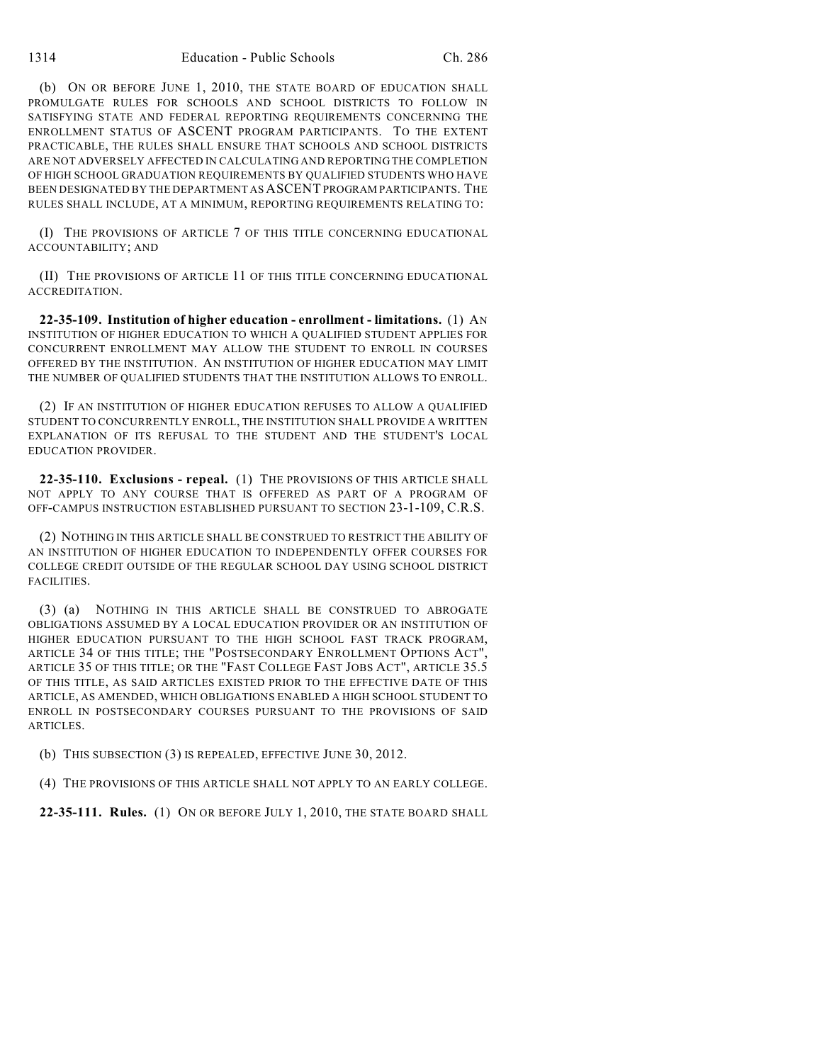(b) ON OR BEFORE JUNE 1, 2010, THE STATE BOARD OF EDUCATION SHALL PROMULGATE RULES FOR SCHOOLS AND SCHOOL DISTRICTS TO FOLLOW IN SATISFYING STATE AND FEDERAL REPORTING REQUIREMENTS CONCERNING THE ENROLLMENT STATUS OF ASCENT PROGRAM PARTICIPANTS. TO THE EXTENT PRACTICABLE, THE RULES SHALL ENSURE THAT SCHOOLS AND SCHOOL DISTRICTS ARE NOT ADVERSELY AFFECTED IN CALCULATING AND REPORTING THE COMPLETION OF HIGH SCHOOL GRADUATION REQUIREMENTS BY QUALIFIED STUDENTS WHO HAVE BEEN DESIGNATED BY THE DEPARTMENT AS ASCENT PROGRAM PARTICIPANTS. THE RULES SHALL INCLUDE, AT A MINIMUM, REPORTING REQUIREMENTS RELATING TO:

(I) THE PROVISIONS OF ARTICLE 7 OF THIS TITLE CONCERNING EDUCATIONAL ACCOUNTABILITY; AND

(II) THE PROVISIONS OF ARTICLE 11 OF THIS TITLE CONCERNING EDUCATIONAL ACCREDITATION.

**22-35-109. Institution of higher education - enrollment - limitations.** (1) AN INSTITUTION OF HIGHER EDUCATION TO WHICH A QUALIFIED STUDENT APPLIES FOR CONCURRENT ENROLLMENT MAY ALLOW THE STUDENT TO ENROLL IN COURSES OFFERED BY THE INSTITUTION. AN INSTITUTION OF HIGHER EDUCATION MAY LIMIT THE NUMBER OF QUALIFIED STUDENTS THAT THE INSTITUTION ALLOWS TO ENROLL.

(2) IF AN INSTITUTION OF HIGHER EDUCATION REFUSES TO ALLOW A QUALIFIED STUDENT TO CONCURRENTLY ENROLL, THE INSTITUTION SHALL PROVIDE A WRITTEN EXPLANATION OF ITS REFUSAL TO THE STUDENT AND THE STUDENT'S LOCAL EDUCATION PROVIDER.

**22-35-110. Exclusions - repeal.** (1) THE PROVISIONS OF THIS ARTICLE SHALL NOT APPLY TO ANY COURSE THAT IS OFFERED AS PART OF A PROGRAM OF OFF-CAMPUS INSTRUCTION ESTABLISHED PURSUANT TO SECTION 23-1-109, C.R.S.

(2) NOTHING IN THIS ARTICLE SHALL BE CONSTRUED TO RESTRICT THE ABILITY OF AN INSTITUTION OF HIGHER EDUCATION TO INDEPENDENTLY OFFER COURSES FOR COLLEGE CREDIT OUTSIDE OF THE REGULAR SCHOOL DAY USING SCHOOL DISTRICT FACILITIES.

(3) (a) NOTHING IN THIS ARTICLE SHALL BE CONSTRUED TO ABROGATE OBLIGATIONS ASSUMED BY A LOCAL EDUCATION PROVIDER OR AN INSTITUTION OF HIGHER EDUCATION PURSUANT TO THE HIGH SCHOOL FAST TRACK PROGRAM, ARTICLE 34 OF THIS TITLE; THE "POSTSECONDARY ENROLLMENT OPTIONS ACT", ARTICLE 35 OF THIS TITLE; OR THE "FAST COLLEGE FAST JOBS ACT", ARTICLE 35.5 OF THIS TITLE, AS SAID ARTICLES EXISTED PRIOR TO THE EFFECTIVE DATE OF THIS ARTICLE, AS AMENDED, WHICH OBLIGATIONS ENABLED A HIGH SCHOOL STUDENT TO ENROLL IN POSTSECONDARY COURSES PURSUANT TO THE PROVISIONS OF SAID ARTICLES.

(b) THIS SUBSECTION (3) IS REPEALED, EFFECTIVE JUNE 30, 2012.

(4) THE PROVISIONS OF THIS ARTICLE SHALL NOT APPLY TO AN EARLY COLLEGE.

**22-35-111. Rules.** (1) ON OR BEFORE JULY 1, 2010, THE STATE BOARD SHALL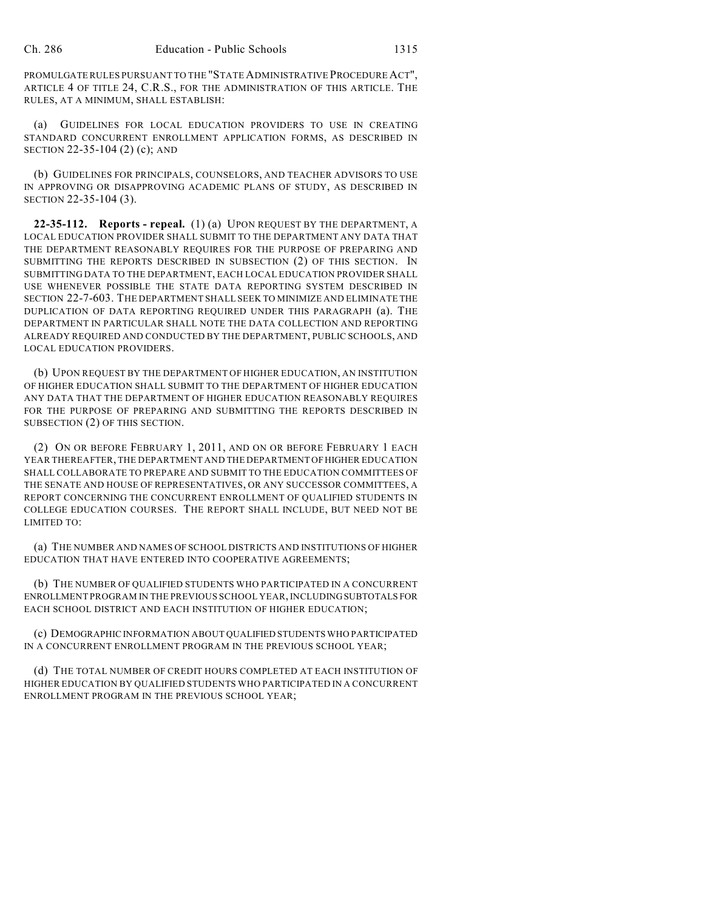PROMULGATE RULES PURSUANT TO THE "STATE ADMINISTRATIVE PROCEDURE ACT", ARTICLE 4 OF TITLE 24, C.R.S., FOR THE ADMINISTRATION OF THIS ARTICLE. THE RULES, AT A MINIMUM, SHALL ESTABLISH:

(a) GUIDELINES FOR LOCAL EDUCATION PROVIDERS TO USE IN CREATING STANDARD CONCURRENT ENROLLMENT APPLICATION FORMS, AS DESCRIBED IN SECTION 22-35-104 (2) (c); AND

(b) GUIDELINES FOR PRINCIPALS, COUNSELORS, AND TEACHER ADVISORS TO USE IN APPROVING OR DISAPPROVING ACADEMIC PLANS OF STUDY, AS DESCRIBED IN SECTION 22-35-104 (3).

**22-35-112. Reports - repeal.** (1) (a) UPON REQUEST BY THE DEPARTMENT, A LOCAL EDUCATION PROVIDER SHALL SUBMIT TO THE DEPARTMENT ANY DATA THAT THE DEPARTMENT REASONABLY REQUIRES FOR THE PURPOSE OF PREPARING AND SUBMITTING THE REPORTS DESCRIBED IN SUBSECTION (2) OF THIS SECTION. IN SUBMITTING DATA TO THE DEPARTMENT, EACH LOCAL EDUCATION PROVIDER SHALL USE WHENEVER POSSIBLE THE STATE DATA REPORTING SYSTEM DESCRIBED IN SECTION 22-7-603. THE DEPARTMENT SHALL SEEK TO MINIMIZE AND ELIMINATE THE DUPLICATION OF DATA REPORTING REQUIRED UNDER THIS PARAGRAPH (a). THE DEPARTMENT IN PARTICULAR SHALL NOTE THE DATA COLLECTION AND REPORTING ALREADY REQUIRED AND CONDUCTED BY THE DEPARTMENT, PUBLIC SCHOOLS, AND LOCAL EDUCATION PROVIDERS.

(b) UPON REQUEST BY THE DEPARTMENT OF HIGHER EDUCATION, AN INSTITUTION OF HIGHER EDUCATION SHALL SUBMIT TO THE DEPARTMENT OF HIGHER EDUCATION ANY DATA THAT THE DEPARTMENT OF HIGHER EDUCATION REASONABLY REQUIRES FOR THE PURPOSE OF PREPARING AND SUBMITTING THE REPORTS DESCRIBED IN SUBSECTION (2) OF THIS SECTION.

(2) ON OR BEFORE FEBRUARY 1, 2011, AND ON OR BEFORE FEBRUARY 1 EACH YEAR THEREAFTER, THE DEPARTMENT AND THE DEPARTMENT OF HIGHER EDUCATION SHALL COLLABORATE TO PREPARE AND SUBMIT TO THE EDUCATION COMMITTEES OF THE SENATE AND HOUSE OF REPRESENTATIVES, OR ANY SUCCESSOR COMMITTEES, A REPORT CONCERNING THE CONCURRENT ENROLLMENT OF QUALIFIED STUDENTS IN COLLEGE EDUCATION COURSES. THE REPORT SHALL INCLUDE, BUT NEED NOT BE LIMITED TO:

(a) THE NUMBER AND NAMES OF SCHOOL DISTRICTS AND INSTITUTIONS OF HIGHER EDUCATION THAT HAVE ENTERED INTO COOPERATIVE AGREEMENTS;

(b) THE NUMBER OF QUALIFIED STUDENTS WHO PARTICIPATED IN A CONCURRENT ENROLLMENT PROGRAM IN THE PREVIOUS SCHOOL YEAR, INCLUDING SUBTOTALS FOR EACH SCHOOL DISTRICT AND EACH INSTITUTION OF HIGHER EDUCATION;

(c) DEMOGRAPHIC INFORMATION ABOUT QUALIFIED STUDENTS WHO PARTICIPATED IN A CONCURRENT ENROLLMENT PROGRAM IN THE PREVIOUS SCHOOL YEAR;

(d) THE TOTAL NUMBER OF CREDIT HOURS COMPLETED AT EACH INSTITUTION OF HIGHER EDUCATION BY QUALIFIED STUDENTS WHO PARTICIPATED IN A CONCURRENT ENROLLMENT PROGRAM IN THE PREVIOUS SCHOOL YEAR;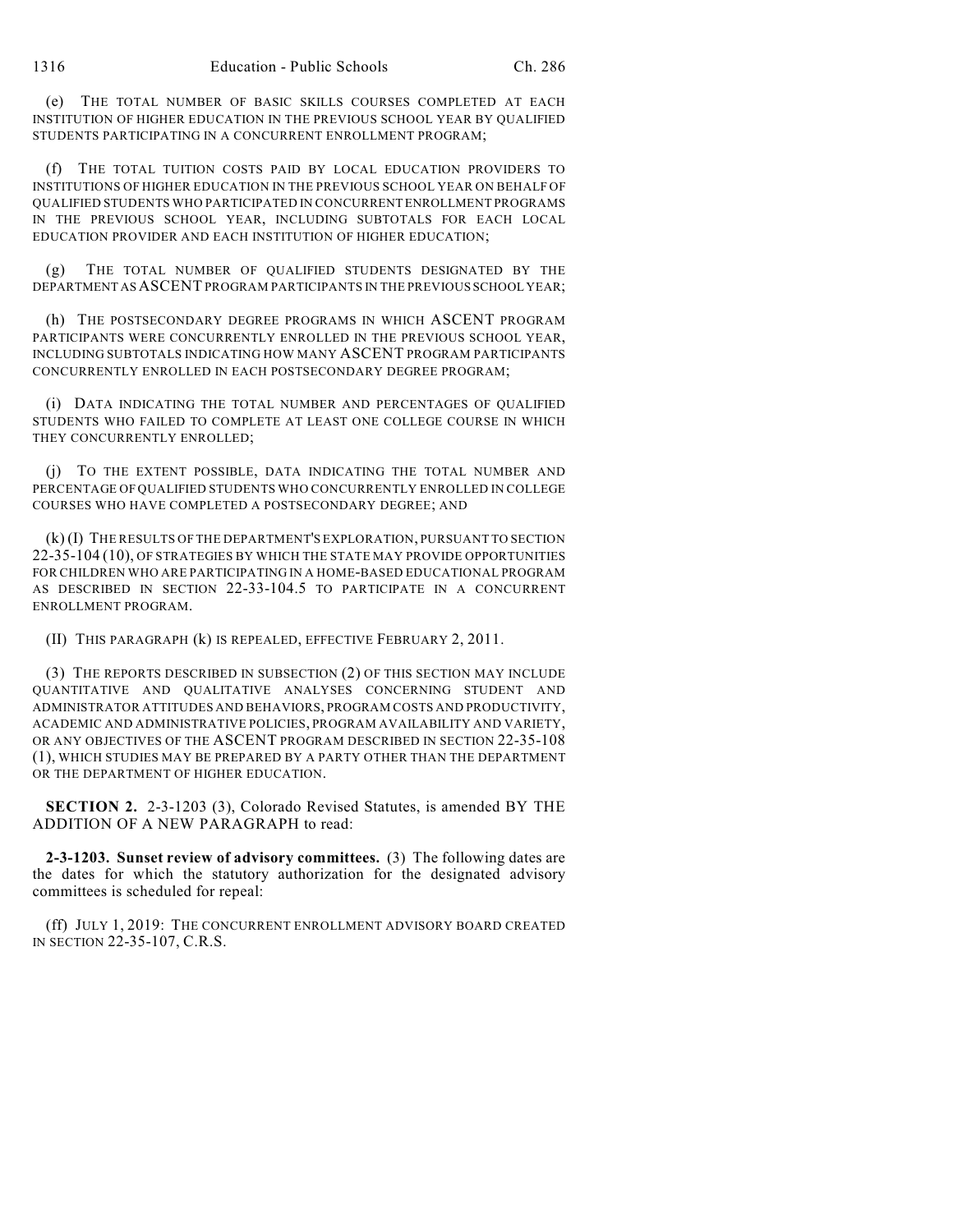(e) THE TOTAL NUMBER OF BASIC SKILLS COURSES COMPLETED AT EACH INSTITUTION OF HIGHER EDUCATION IN THE PREVIOUS SCHOOL YEAR BY QUALIFIED STUDENTS PARTICIPATING IN A CONCURRENT ENROLLMENT PROGRAM;

(f) THE TOTAL TUITION COSTS PAID BY LOCAL EDUCATION PROVIDERS TO INSTITUTIONS OF HIGHER EDUCATION IN THE PREVIOUS SCHOOL YEAR ON BEHALF OF QUALIFIED STUDENTS WHO PARTICIPATED IN CONCURRENT ENROLLMENT PROGRAMS IN THE PREVIOUS SCHOOL YEAR, INCLUDING SUBTOTALS FOR EACH LOCAL EDUCATION PROVIDER AND EACH INSTITUTION OF HIGHER EDUCATION;

(g) THE TOTAL NUMBER OF QUALIFIED STUDENTS DESIGNATED BY THE DEPARTMENT AS ASCENT PROGRAM PARTICIPANTS IN THE PREVIOUS SCHOOL YEAR;

(h) THE POSTSECONDARY DEGREE PROGRAMS IN WHICH ASCENT PROGRAM PARTICIPANTS WERE CONCURRENTLY ENROLLED IN THE PREVIOUS SCHOOL YEAR, INCLUDING SUBTOTALS INDICATING HOW MANY ASCENT PROGRAM PARTICIPANTS CONCURRENTLY ENROLLED IN EACH POSTSECONDARY DEGREE PROGRAM;

(i) DATA INDICATING THE TOTAL NUMBER AND PERCENTAGES OF QUALIFIED STUDENTS WHO FAILED TO COMPLETE AT LEAST ONE COLLEGE COURSE IN WHICH THEY CONCURRENTLY ENROLLED;

(j) TO THE EXTENT POSSIBLE, DATA INDICATING THE TOTAL NUMBER AND PERCENTAGE OF QUALIFIED STUDENTS WHO CONCURRENTLY ENROLLED IN COLLEGE COURSES WHO HAVE COMPLETED A POSTSECONDARY DEGREE; AND

(k) (I) THE RESULTS OF THE DEPARTMENT'S EXPLORATION, PURSUANT TO SECTION 22-35-104 (10), OF STRATEGIES BY WHICH THE STATE MAY PROVIDE OPPORTUNITIES FOR CHILDREN WHO ARE PARTICIPATING IN A HOME-BASED EDUCATIONAL PROGRAM AS DESCRIBED IN SECTION 22-33-104.5 TO PARTICIPATE IN A CONCURRENT ENROLLMENT PROGRAM.

(II) THIS PARAGRAPH (k) IS REPEALED, EFFECTIVE FEBRUARY 2, 2011.

(3) THE REPORTS DESCRIBED IN SUBSECTION (2) OF THIS SECTION MAY INCLUDE QUANTITATIVE AND QUALITATIVE ANALYSES CONCERNING STUDENT AND ADMINISTRATOR ATTITUDES AND BEHAVIORS, PROGRAM COSTS AND PRODUCTIVITY, ACADEMIC AND ADMINISTRATIVE POLICIES, PROGRAM AVAILABILITY AND VARIETY, OR ANY OBJECTIVES OF THE ASCENT PROGRAM DESCRIBED IN SECTION 22-35-108 (1), WHICH STUDIES MAY BE PREPARED BY A PARTY OTHER THAN THE DEPARTMENT OR THE DEPARTMENT OF HIGHER EDUCATION.

**SECTION 2.** 2-3-1203 (3), Colorado Revised Statutes, is amended BY THE ADDITION OF A NEW PARAGRAPH to read:

**2-3-1203. Sunset review of advisory committees.** (3) The following dates are the dates for which the statutory authorization for the designated advisory committees is scheduled for repeal:

(ff) JULY 1, 2019: THE CONCURRENT ENROLLMENT ADVISORY BOARD CREATED IN SECTION 22-35-107, C.R.S.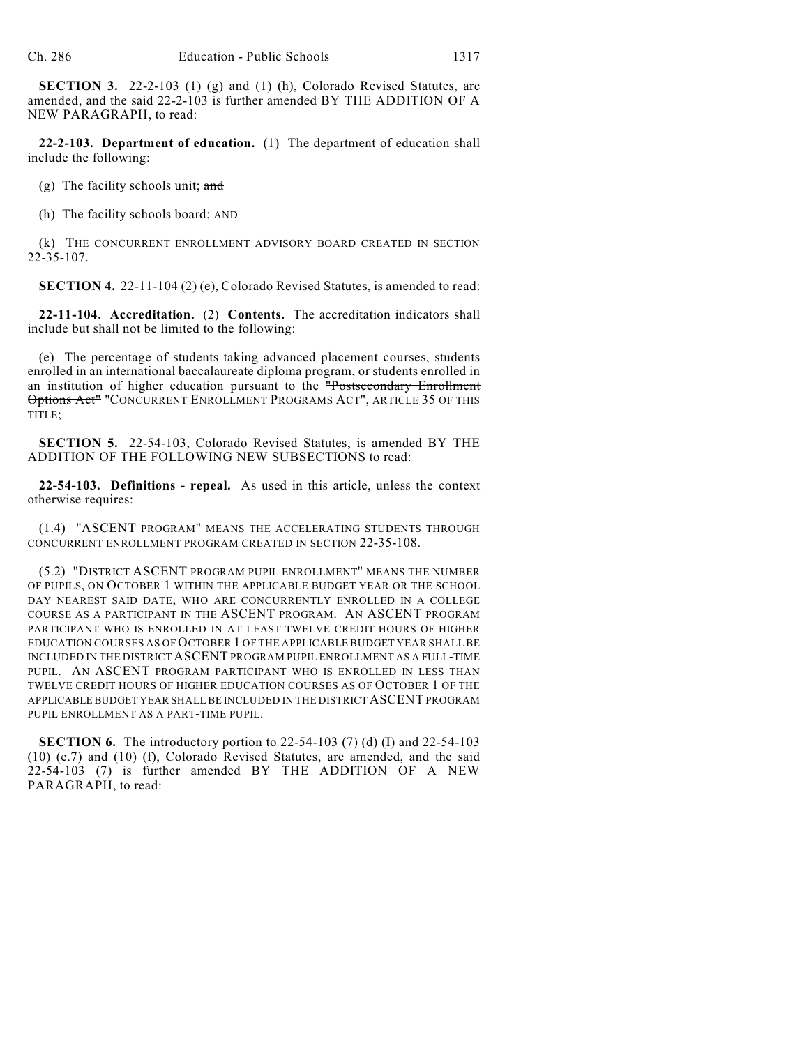**SECTION 3.** 22-2-103 (1) (g) and (1) (h), Colorado Revised Statutes, are amended, and the said 22-2-103 is further amended BY THE ADDITION OF A NEW PARAGRAPH, to read:

**22-2-103. Department of education.** (1) The department of education shall include the following:

(g) The facility schools unit; ~~and~~

(h) The facility schools board; AND

(k) THE CONCURRENT ENROLLMENT ADVISORY BOARD CREATED IN SECTION 22-35-107.

**SECTION 4.** 22-11-104 (2) (e), Colorado Revised Statutes, is amended to read:

**22-11-104. Accreditation.** (2) **Contents.** The accreditation indicators shall include but shall not be limited to the following:

(e) The percentage of students taking advanced placement courses, students enrolled in an international baccalaureate diploma program, or students enrolled in an institution of higher education pursuant to the ~~"Postsecondary Enrollment Options Act"~~ "CONCURRENT ENROLLMENT PROGRAMS ACT", ARTICLE 35 OF THIS TITLE;

**SECTION 5.** 22-54-103, Colorado Revised Statutes, is amended BY THE ADDITION OF THE FOLLOWING NEW SUBSECTIONS to read:

**22-54-103. Definitions - repeal.** As used in this article, unless the context otherwise requires:

(1.4) "ASCENT PROGRAM" MEANS THE ACCELERATING STUDENTS THROUGH CONCURRENT ENROLLMENT PROGRAM CREATED IN SECTION 22-35-108.

(5.2) "DISTRICT ASCENT PROGRAM PUPIL ENROLLMENT" MEANS THE NUMBER OF PUPILS, ON OCTOBER 1 WITHIN THE APPLICABLE BUDGET YEAR OR THE SCHOOL DAY NEAREST SAID DATE, WHO ARE CONCURRENTLY ENROLLED IN A COLLEGE COURSE AS A PARTICIPANT IN THE ASCENT PROGRAM. AN ASCENT PROGRAM PARTICIPANT WHO IS ENROLLED IN AT LEAST TWELVE CREDIT HOURS OF HIGHER EDUCATION COURSES AS OF OCTOBER 1 OF THE APPLICABLE BUDGET YEAR SHALL BE INCLUDED IN THE DISTRICT ASCENT PROGRAM PUPIL ENROLLMENT AS A FULL-TIME PUPIL. AN ASCENT PROGRAM PARTICIPANT WHO IS ENROLLED IN LESS THAN TWELVE CREDIT HOURS OF HIGHER EDUCATION COURSES AS OF OCTOBER 1 OF THE APPLICABLE BUDGET YEAR SHALL BE INCLUDED IN THE DISTRICT ASCENT PROGRAM PUPIL ENROLLMENT AS A PART-TIME PUPIL.

**SECTION 6.** The introductory portion to 22-54-103 (7) (d) (I) and 22-54-103 (10) (e.7) and (10) (f), Colorado Revised Statutes, are amended, and the said 22-54-103 (7) is further amended BY THE ADDITION OF A NEW PARAGRAPH, to read: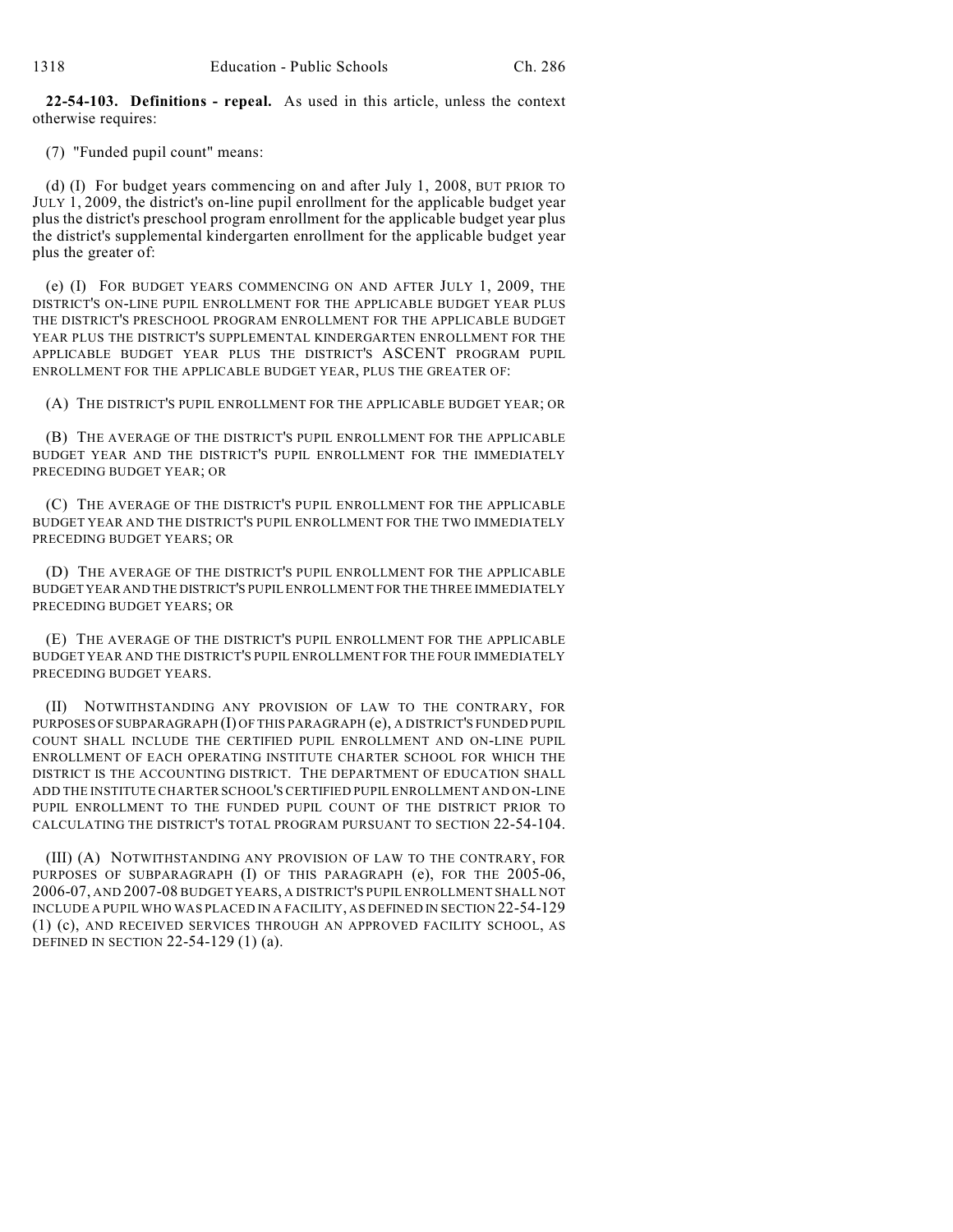**22-54-103. Definitions - repeal.** As used in this article, unless the context otherwise requires:

(7) "Funded pupil count" means:

(d) (I) For budget years commencing on and after July 1, 2008, BUT PRIOR TO JULY 1, 2009, the district's on-line pupil enrollment for the applicable budget year plus the district's preschool program enrollment for the applicable budget year plus the district's supplemental kindergarten enrollment for the applicable budget year plus the greater of:

(e) (I) FOR BUDGET YEARS COMMENCING ON AND AFTER JULY 1, 2009, THE DISTRICT'S ON-LINE PUPIL ENROLLMENT FOR THE APPLICABLE BUDGET YEAR PLUS THE DISTRICT'S PRESCHOOL PROGRAM ENROLLMENT FOR THE APPLICABLE BUDGET YEAR PLUS THE DISTRICT'S SUPPLEMENTAL KINDERGARTEN ENROLLMENT FOR THE APPLICABLE BUDGET YEAR PLUS THE DISTRICT'S ASCENT PROGRAM PUPIL ENROLLMENT FOR THE APPLICABLE BUDGET YEAR, PLUS THE GREATER OF:

(A) THE DISTRICT'S PUPIL ENROLLMENT FOR THE APPLICABLE BUDGET YEAR; OR

(B) THE AVERAGE OF THE DISTRICT'S PUPIL ENROLLMENT FOR THE APPLICABLE BUDGET YEAR AND THE DISTRICT'S PUPIL ENROLLMENT FOR THE IMMEDIATELY PRECEDING BUDGET YEAR; OR

(C) THE AVERAGE OF THE DISTRICT'S PUPIL ENROLLMENT FOR THE APPLICABLE BUDGET YEAR AND THE DISTRICT'S PUPIL ENROLLMENT FOR THE TWO IMMEDIATELY PRECEDING BUDGET YEARS; OR

(D) THE AVERAGE OF THE DISTRICT'S PUPIL ENROLLMENT FOR THE APPLICABLE BUDGET YEAR AND THE DISTRICT'S PUPIL ENROLLMENT FOR THE THREE IMMEDIATELY PRECEDING BUDGET YEARS; OR

(E) THE AVERAGE OF THE DISTRICT'S PUPIL ENROLLMENT FOR THE APPLICABLE BUDGET YEAR AND THE DISTRICT'S PUPIL ENROLLMENT FOR THE FOUR IMMEDIATELY PRECEDING BUDGET YEARS.

(II) NOTWITHSTANDING ANY PROVISION OF LAW TO THE CONTRARY, FOR PURPOSES OF SUBPARAGRAPH (I) OF THIS PARAGRAPH (e), A DISTRICT'S FUNDED PUPIL COUNT SHALL INCLUDE THE CERTIFIED PUPIL ENROLLMENT AND ON-LINE PUPIL ENROLLMENT OF EACH OPERATING INSTITUTE CHARTER SCHOOL FOR WHICH THE DISTRICT IS THE ACCOUNTING DISTRICT. THE DEPARTMENT OF EDUCATION SHALL ADD THE INSTITUTE CHARTER SCHOOL'S CERTIFIED PUPIL ENROLLMENT AND ON-LINE PUPIL ENROLLMENT TO THE FUNDED PUPIL COUNT OF THE DISTRICT PRIOR TO CALCULATING THE DISTRICT'S TOTAL PROGRAM PURSUANT TO SECTION 22-54-104.

(III) (A) NOTWITHSTANDING ANY PROVISION OF LAW TO THE CONTRARY, FOR PURPOSES OF SUBPARAGRAPH (I) OF THIS PARAGRAPH (e), FOR THE 2005-06, 2006-07, AND 2007-08 BUDGET YEARS, A DISTRICT'S PUPIL ENROLLMENT SHALL NOT INCLUDE A PUPIL WHO WAS PLACED IN A FACILITY, AS DEFINED IN SECTION 22-54-129 (1) (c), AND RECEIVED SERVICES THROUGH AN APPROVED FACILITY SCHOOL, AS DEFINED IN SECTION 22-54-129 (1) (a).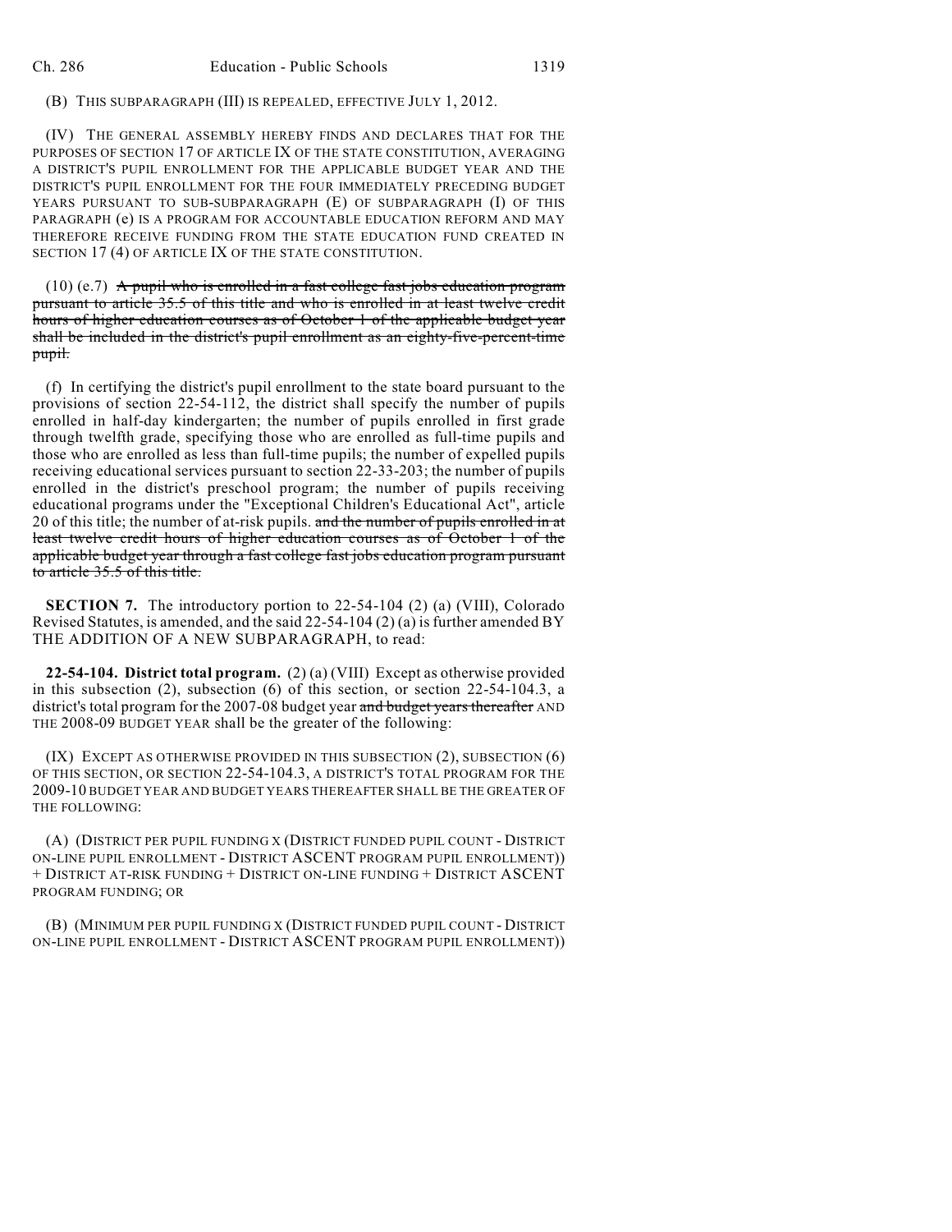(B) THIS SUBPARAGRAPH (III) IS REPEALED, EFFECTIVE JULY 1, 2012.

(IV) THE GENERAL ASSEMBLY HEREBY FINDS AND DECLARES THAT FOR THE PURPOSES OF SECTION 17 OF ARTICLE IX OF THE STATE CONSTITUTION, AVERAGING A DISTRICT'S PUPIL ENROLLMENT FOR THE APPLICABLE BUDGET YEAR AND THE DISTRICT'S PUPIL ENROLLMENT FOR THE FOUR IMMEDIATELY PRECEDING BUDGET YEARS PURSUANT TO SUB-SUBPARAGRAPH (E) OF SUBPARAGRAPH (I) OF THIS PARAGRAPH (e) IS A PROGRAM FOR ACCOUNTABLE EDUCATION REFORM AND MAY THEREFORE RECEIVE FUNDING FROM THE STATE EDUCATION FUND CREATED IN SECTION 17 (4) OF ARTICLE IX OF THE STATE CONSTITUTION.

(10) (e.7) ~~A pupil who is enrolled in a fast college fast jobs education program pursuant to article 35.5 of this title and who is enrolled in at least twelve credit hours of higher education courses as of October 1 of the applicable budget year shall be included in the district's pupil enrollment as an eighty-five-percent-time pupil.~~

(f) In certifying the district's pupil enrollment to the state board pursuant to the provisions of section 22-54-112, the district shall specify the number of pupils enrolled in half-day kindergarten; the number of pupils enrolled in first grade through twelfth grade, specifying those who are enrolled as full-time pupils and those who are enrolled as less than full-time pupils; the number of expelled pupils receiving educational services pursuant to section 22-33-203; the number of pupils enrolled in the district's preschool program; the number of pupils receiving educational programs under the "Exceptional Children's Educational Act", article 20 of this title; the number of at-risk pupils. ~~and the number of pupils enrolled in at least twelve credit hours of higher education courses as of October 1 of the applicable budget year through a fast college fast jobs education program pursuant to article 35.5 of this title.~~

**SECTION 7.** The introductory portion to 22-54-104 (2) (a) (VIII), Colorado Revised Statutes, is amended, and the said 22-54-104 (2) (a) is further amended BY THE ADDITION OF A NEW SUBPARAGRAPH, to read:

**22-54-104. District total program.** (2) (a) (VIII) Except as otherwise provided in this subsection (2), subsection (6) of this section, or section 22-54-104.3, a district's total program for the 2007-08 budget year ~~and budget years thereafter~~ AND THE 2008-09 BUDGET YEAR shall be the greater of the following:

(IX) EXCEPT AS OTHERWISE PROVIDED IN THIS SUBSECTION (2), SUBSECTION (6) OF THIS SECTION, OR SECTION 22-54-104.3, A DISTRICT'S TOTAL PROGRAM FOR THE 2009-10 BUDGET YEAR AND BUDGET YEARS THEREAFTER SHALL BE THE GREATER OF THE FOLLOWING:

(A) (DISTRICT PER PUPIL FUNDING X (DISTRICT FUNDED PUPIL COUNT - DISTRICT ON-LINE PUPIL ENROLLMENT - DISTRICT ASCENT PROGRAM PUPIL ENROLLMENT)) + DISTRICT AT-RISK FUNDING + DISTRICT ON-LINE FUNDING + DISTRICT ASCENT PROGRAM FUNDING; OR

(B) (MINIMUM PER PUPIL FUNDING X (DISTRICT FUNDED PUPIL COUNT - DISTRICT ON-LINE PUPIL ENROLLMENT - DISTRICT ASCENT PROGRAM PUPIL ENROLLMENT))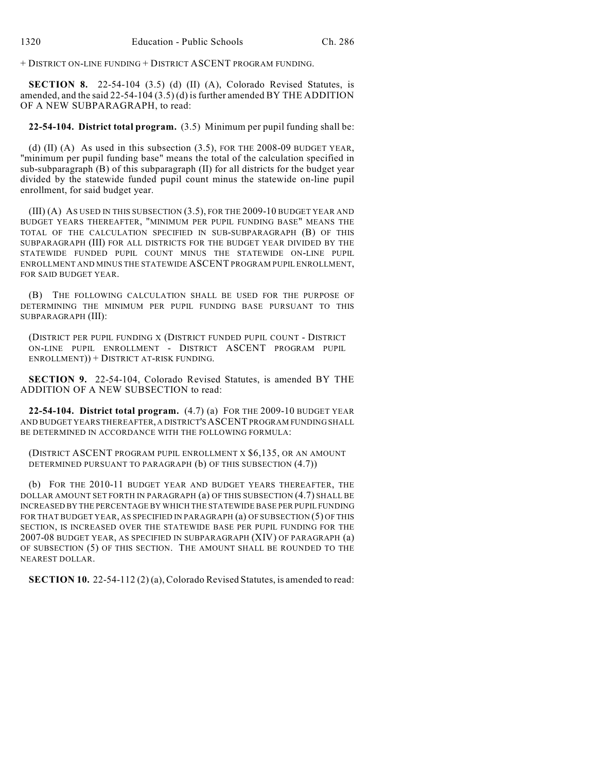+ DISTRICT ON-LINE FUNDING + DISTRICT ASCENT PROGRAM FUNDING.

**SECTION 8.** 22-54-104 (3.5) (d) (II) (A), Colorado Revised Statutes, is amended, and the said 22-54-104 (3.5) (d) is further amended BY THE ADDITION OF A NEW SUBPARAGRAPH, to read:

**22-54-104. District total program.** (3.5) Minimum per pupil funding shall be:

(d) (II) (A) As used in this subsection (3.5), FOR THE 2008-09 BUDGET YEAR, "minimum per pupil funding base" means the total of the calculation specified in sub-subparagraph (B) of this subparagraph (II) for all districts for the budget year divided by the statewide funded pupil count minus the statewide on-line pupil enrollment, for said budget year.

(III) (A) AS USED IN THIS SUBSECTION (3.5), FOR THE 2009-10 BUDGET YEAR AND BUDGET YEARS THEREAFTER, "MINIMUM PER PUPIL FUNDING BASE" MEANS THE TOTAL OF THE CALCULATION SPECIFIED IN SUB-SUBPARAGRAPH (B) OF THIS SUBPARAGRAPH (III) FOR ALL DISTRICTS FOR THE BUDGET YEAR DIVIDED BY THE STATEWIDE FUNDED PUPIL COUNT MINUS THE STATEWIDE ON-LINE PUPIL ENROLLMENT AND MINUS THE STATEWIDE ASCENT PROGRAM PUPIL ENROLLMENT, FOR SAID BUDGET YEAR.

(B) THE FOLLOWING CALCULATION SHALL BE USED FOR THE PURPOSE OF DETERMINING THE MINIMUM PER PUPIL FUNDING BASE PURSUANT TO THIS SUBPARAGRAPH (III):

(DISTRICT PER PUPIL FUNDING X (DISTRICT FUNDED PUPIL COUNT - DISTRICT ON-LINE PUPIL ENROLLMENT - DISTRICT ASCENT PROGRAM PUPIL ENROLLMENT)) + DISTRICT AT-RISK FUNDING.

**SECTION 9.** 22-54-104, Colorado Revised Statutes, is amended BY THE ADDITION OF A NEW SUBSECTION to read:

**22-54-104. District total program.** (4.7) (a) FOR THE 2009-10 BUDGET YEAR AND BUDGET YEARS THEREAFTER, A DISTRICT'S ASCENT PROGRAM FUNDING SHALL BE DETERMINED IN ACCORDANCE WITH THE FOLLOWING FORMULA:

(DISTRICT ASCENT PROGRAM PUPIL ENROLLMENT X $6,135, OR AN AMOUNT DETERMINED PURSUANT TO PARAGRAPH (b) OF THIS SUBSECTION (4.7))

(b) FOR THE 2010-11 BUDGET YEAR AND BUDGET YEARS THEREAFTER, THE DOLLAR AMOUNT SET FORTH IN PARAGRAPH (a) OF THIS SUBSECTION (4.7) SHALL BE INCREASED BY THE PERCENTAGE BY WHICH THE STATEWIDE BASE PER PUPIL FUNDING FOR THAT BUDGET YEAR, AS SPECIFIED IN PARAGRAPH (a) OF SUBSECTION (5) OF THIS SECTION, IS INCREASED OVER THE STATEWIDE BASE PER PUPIL FUNDING FOR THE 2007-08 BUDGET YEAR, AS SPECIFIED IN SUBPARAGRAPH (XIV) OF PARAGRAPH (a) OF SUBSECTION (5) OF THIS SECTION. THE AMOUNT SHALL BE ROUNDED TO THE NEAREST DOLLAR.

**SECTION 10.** 22-54-112 (2) (a), Colorado Revised Statutes, is amended to read: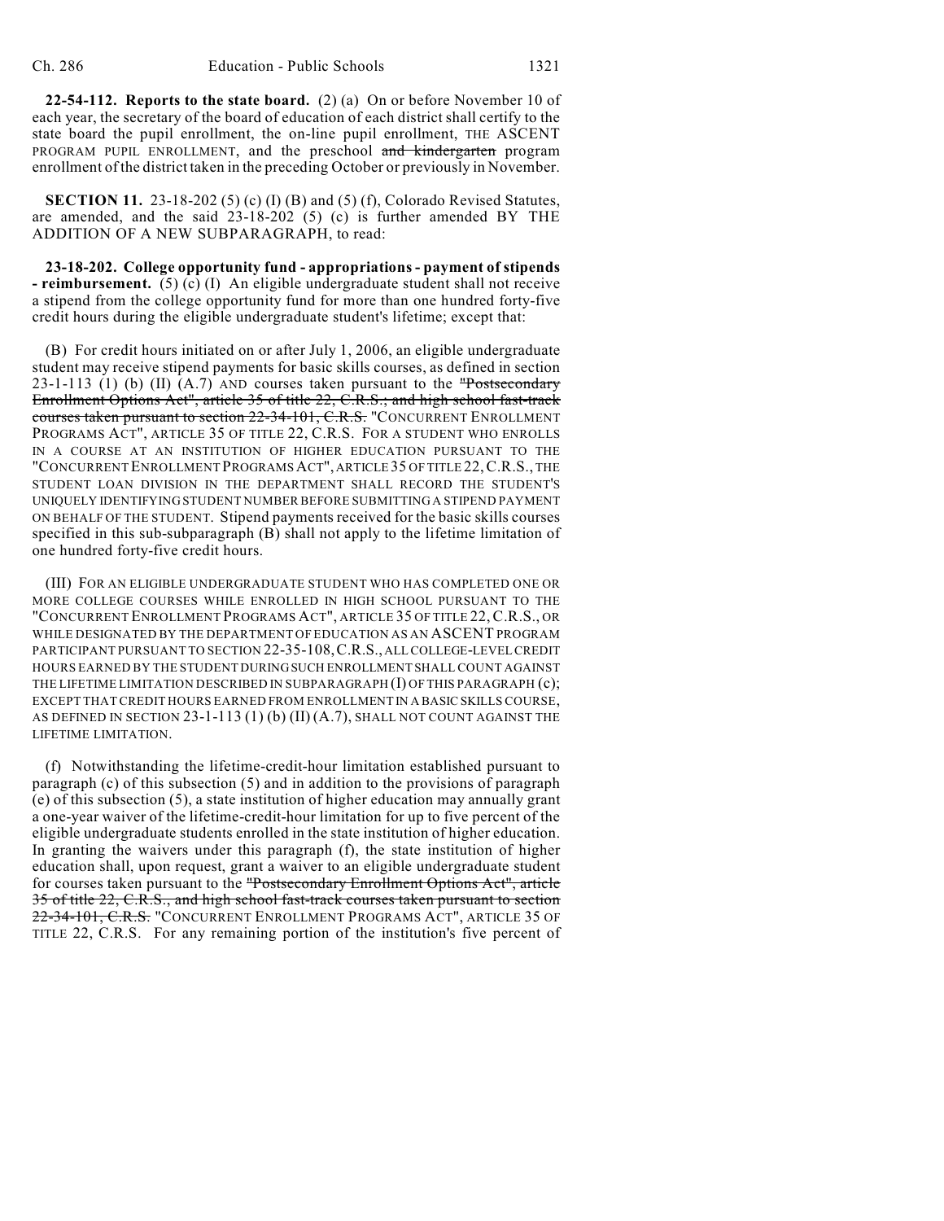**22-54-112. Reports to the state board.** (2) (a) On or before November 10 of each year, the secretary of the board of education of each district shall certify to the state board the pupil enrollment, the on-line pupil enrollment, THE ASCENT PROGRAM PUPIL ENROLLMENT, and the preschool ~~and kindergarten~~ program enrollment of the district taken in the preceding October or previously in November.

**SECTION 11.** 23-18-202 (5) (c) (I) (B) and (5) (f), Colorado Revised Statutes, are amended, and the said 23-18-202 (5) (c) is further amended BY THE ADDITION OF A NEW SUBPARAGRAPH, to read:

**23-18-202. College opportunity fund - appropriations - payment of stipends - reimbursement.** (5) (c) (I) An eligible undergraduate student shall not receive a stipend from the college opportunity fund for more than one hundred forty-five credit hours during the eligible undergraduate student's lifetime; except that:

(B) For credit hours initiated on or after July 1, 2006, an eligible undergraduate student may receive stipend payments for basic skills courses, as defined in section 23-1-113 (1) (b) (II) (A.7) AND courses taken pursuant to the ~~"Postsecondary Enrollment Options Act", article 35 of title 22, C.R.S.; and high school fast-track courses taken pursuant to section 22-34-101, C.R.S.~~ "CONCURRENT ENROLLMENT PROGRAMS ACT", ARTICLE 35 OF TITLE 22, C.R.S. FOR A STUDENT WHO ENROLLS IN A COURSE AT AN INSTITUTION OF HIGHER EDUCATION PURSUANT TO THE "CONCURRENT ENROLLMENT PROGRAMS ACT", ARTICLE 35 OF TITLE 22, C.R.S., THE STUDENT LOAN DIVISION IN THE DEPARTMENT SHALL RECORD THE STUDENT'S UNIQUELY IDENTIFYING STUDENT NUMBER BEFORE SUBMITTING A STIPEND PAYMENT ON BEHALF OF THE STUDENT. Stipend payments received for the basic skills courses specified in this sub-subparagraph (B) shall not apply to the lifetime limitation of one hundred forty-five credit hours.

(III) FOR AN ELIGIBLE UNDERGRADUATE STUDENT WHO HAS COMPLETED ONE OR MORE COLLEGE COURSES WHILE ENROLLED IN HIGH SCHOOL PURSUANT TO THE "CONCURRENT ENROLLMENT PROGRAMS ACT", ARTICLE 35 OF TITLE 22, C.R.S., OR WHILE DESIGNATED BY THE DEPARTMENT OF EDUCATION AS AN ASCENT PROGRAM PARTICIPANT PURSUANT TO SECTION 22-35-108, C.R.S., ALL COLLEGE-LEVEL CREDIT HOURS EARNED BY THE STUDENT DURING SUCH ENROLLMENT SHALL COUNT AGAINST THE LIFETIME LIMITATION DESCRIBED IN SUBPARAGRAPH (I) OF THIS PARAGRAPH (c); EXCEPT THAT CREDIT HOURS EARNED FROM ENROLLMENT IN A BASIC SKILLS COURSE, AS DEFINED IN SECTION 23-1-113 (1) (b) (II) (A.7), SHALL NOT COUNT AGAINST THE LIFETIME LIMITATION.

(f) Notwithstanding the lifetime-credit-hour limitation established pursuant to paragraph (c) of this subsection (5) and in addition to the provisions of paragraph (e) of this subsection (5), a state institution of higher education may annually grant a one-year waiver of the lifetime-credit-hour limitation for up to five percent of the eligible undergraduate students enrolled in the state institution of higher education. In granting the waivers under this paragraph (f), the state institution of higher education shall, upon request, grant a waiver to an eligible undergraduate student for courses taken pursuant to the ~~"Postsecondary Enrollment Options Act", article 35 of title 22, C.R.S., and high school fast-track courses taken pursuant to section 22-34-101, C.R.S.~~ "CONCURRENT ENROLLMENT PROGRAMS ACT", ARTICLE 35 OF TITLE 22, C.R.S. For any remaining portion of the institution's five percent of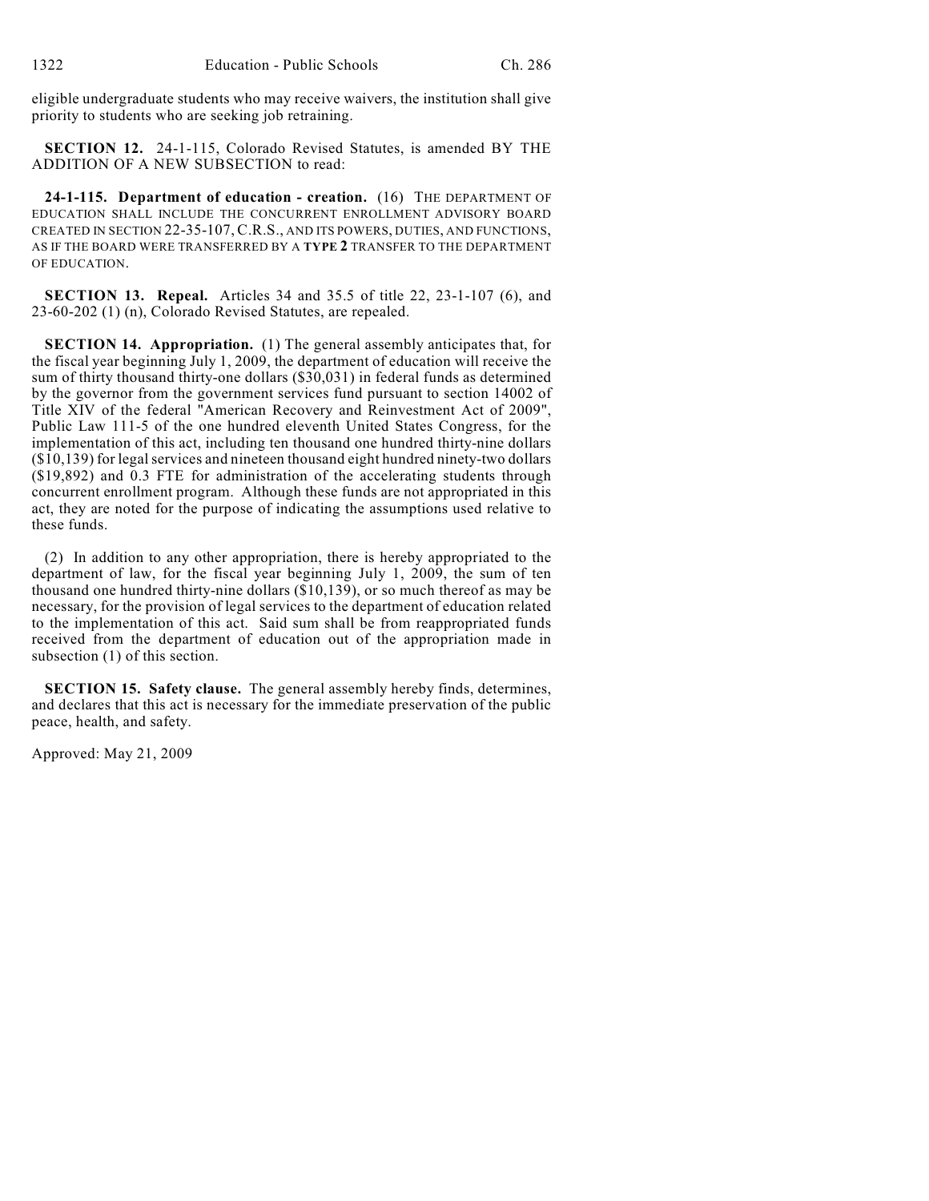eligible undergraduate students who may receive waivers, the institution shall give priority to students who are seeking job retraining.

**SECTION 12.** 24-1-115, Colorado Revised Statutes, is amended BY THE ADDITION OF A NEW SUBSECTION to read:

**24-1-115. Department of education - creation.** (16) THE DEPARTMENT OF EDUCATION SHALL INCLUDE THE CONCURRENT ENROLLMENT ADVISORY BOARD CREATED IN SECTION 22-35-107, C.R.S., AND ITS POWERS, DUTIES, AND FUNCTIONS, AS IF THE BOARD WERE TRANSFERRED BY A **TYPE 2** TRANSFER TO THE DEPARTMENT OF EDUCATION.

**SECTION 13. Repeal.** Articles 34 and 35.5 of title 22, 23-1-107 (6), and 23-60-202 (1) (n), Colorado Revised Statutes, are repealed.

**SECTION 14. Appropriation.** (1) The general assembly anticipates that, for the fiscal year beginning July 1, 2009, the department of education will receive the sum of thirty thousand thirty-one dollars ($30,031) in federal funds as determined by the governor from the government services fund pursuant to section 14002 of Title XIV of the federal "American Recovery and Reinvestment Act of 2009", Public Law 111-5 of the one hundred eleventh United States Congress, for the implementation of this act, including ten thousand one hundred thirty-nine dollars ($10,139) for legal services and nineteen thousand eight hundred ninety-two dollars ($19,892) and 0.3 FTE for administration of the accelerating students through concurrent enrollment program. Although these funds are not appropriated in this act, they are noted for the purpose of indicating the assumptions used relative to these funds.

(2) In addition to any other appropriation, there is hereby appropriated to the department of law, for the fiscal year beginning July 1, 2009, the sum of ten thousand one hundred thirty-nine dollars ($10,139), or so much thereof as may be necessary, for the provision of legal services to the department of education related to the implementation of this act. Said sum shall be from reappropriated funds received from the department of education out of the appropriation made in subsection (1) of this section.

**SECTION 15. Safety clause.** The general assembly hereby finds, determines, and declares that this act is necessary for the immediate preservation of the public peace, health, and safety.

Approved: May 21, 2009